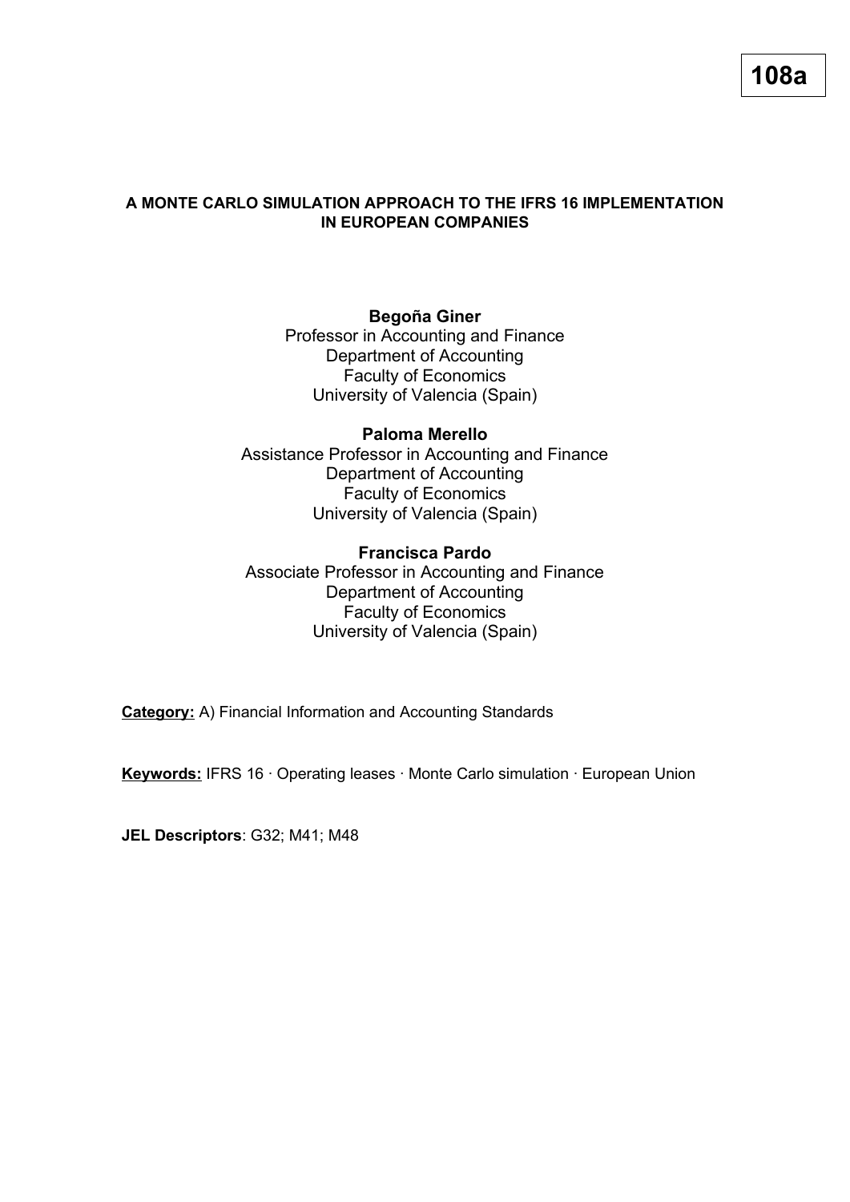**108a**

# A MONTE CARLO SIMULATION APPROACH TO THE IFRS 16 IMPLEMENTATION IN EUROPEAN COMPANIES

**Begoña Giner**
Professor in Accounting and Finance
Department of Accounting
Faculty of Economics
University of Valencia (Spain)

**Paloma Merello**
Assistance Professor in Accounting and Finance
Department of Accounting
Faculty of Economics
University of Valencia (Spain)

**Francisca Pardo**
Associate Professor in Accounting and Finance
Department of Accounting
Faculty of Economics
University of Valencia (Spain)

**Category:** A) Financial Information and Accounting Standards

**Keywords:** IFRS 16 · Operating leases · Monte Carlo simulation · European Union

**JEL Descriptors**: G32; M41; M48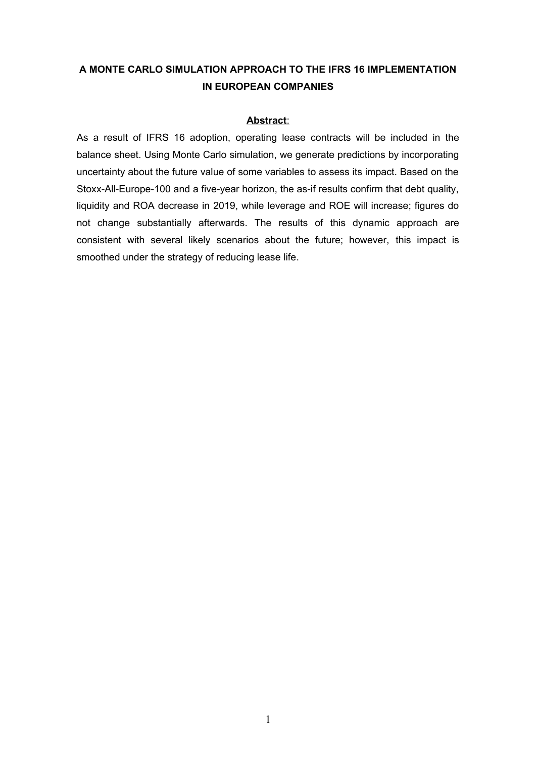# A MONTE CARLO SIMULATION APPROACH TO THE IFRS 16 IMPLEMENTATION IN EUROPEAN COMPANIES

## Abstract:

As a result of IFRS 16 adoption, operating lease contracts will be included in the balance sheet. Using Monte Carlo simulation, we generate predictions by incorporating uncertainty about the future value of some variables to assess its impact. Based on the Stoxx-All-Europe-100 and a five-year horizon, the as-if results confirm that debt quality, liquidity and ROA decrease in 2019, while leverage and ROE will increase; figures do not change substantially afterwards. The results of this dynamic approach are consistent with several likely scenarios about the future; however, this impact is smoothed under the strategy of reducing lease life.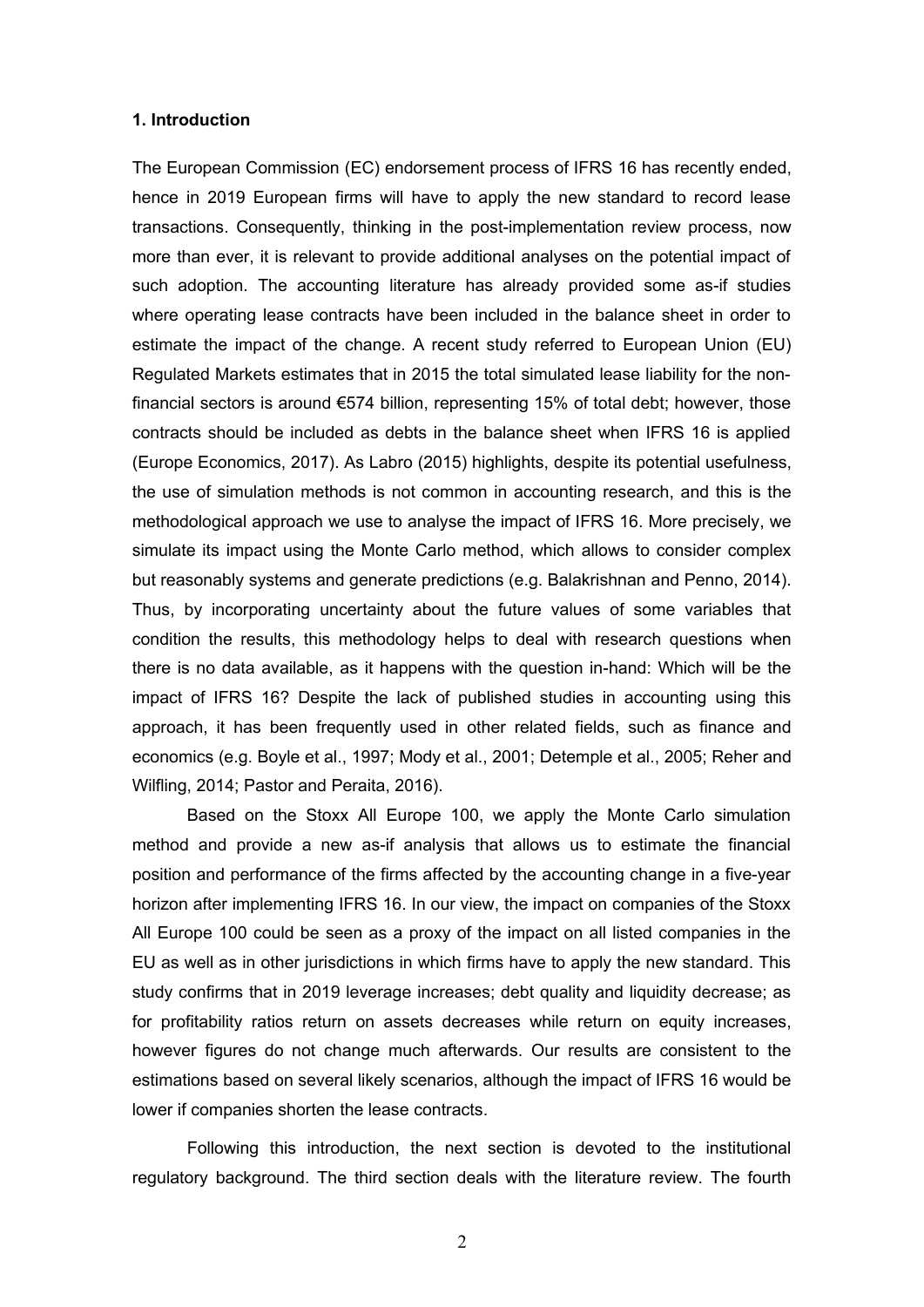## 1. Introduction

The European Commission (EC) endorsement process of IFRS 16 has recently ended, hence in 2019 European firms will have to apply the new standard to record lease transactions. Consequently, thinking in the post-implementation review process, now more than ever, it is relevant to provide additional analyses on the potential impact of such adoption. The accounting literature has already provided some as-if studies where operating lease contracts have been included in the balance sheet in order to estimate the impact of the change. A recent study referred to European Union (EU) Regulated Markets estimates that in 2015 the total simulated lease liability for the non-financial sectors is around €574 billion, representing 15% of total debt; however, those contracts should be included as debts in the balance sheet when IFRS 16 is applied (Europe Economics, 2017). As Labro (2015) highlights, despite its potential usefulness, the use of simulation methods is not common in accounting research, and this is the methodological approach we use to analyse the impact of IFRS 16. More precisely, we simulate its impact using the Monte Carlo method, which allows to consider complex but reasonably systems and generate predictions (e.g. Balakrishnan and Penno, 2014). Thus, by incorporating uncertainty about the future values of some variables that condition the results, this methodology helps to deal with research questions when there is no data available, as it happens with the question in-hand: Which will be the impact of IFRS 16? Despite the lack of published studies in accounting using this approach, it has been frequently used in other related fields, such as finance and economics (e.g. Boyle et al., 1997; Mody et al., 2001; Detemple et al., 2005; Reher and Wilfling, 2014; Pastor and Peraita, 2016).

Based on the Stoxx All Europe 100, we apply the Monte Carlo simulation method and provide a new as-if analysis that allows us to estimate the financial position and performance of the firms affected by the accounting change in a five-year horizon after implementing IFRS 16. In our view, the impact on companies of the Stoxx All Europe 100 could be seen as a proxy of the impact on all listed companies in the EU as well as in other jurisdictions in which firms have to apply the new standard. This study confirms that in 2019 leverage increases; debt quality and liquidity decrease; as for profitability ratios return on assets decreases while return on equity increases, however figures do not change much afterwards. Our results are consistent to the estimations based on several likely scenarios, although the impact of IFRS 16 would be lower if companies shorten the lease contracts.

Following this introduction, the next section is devoted to the institutional regulatory background. The third section deals with the literature review. The fourth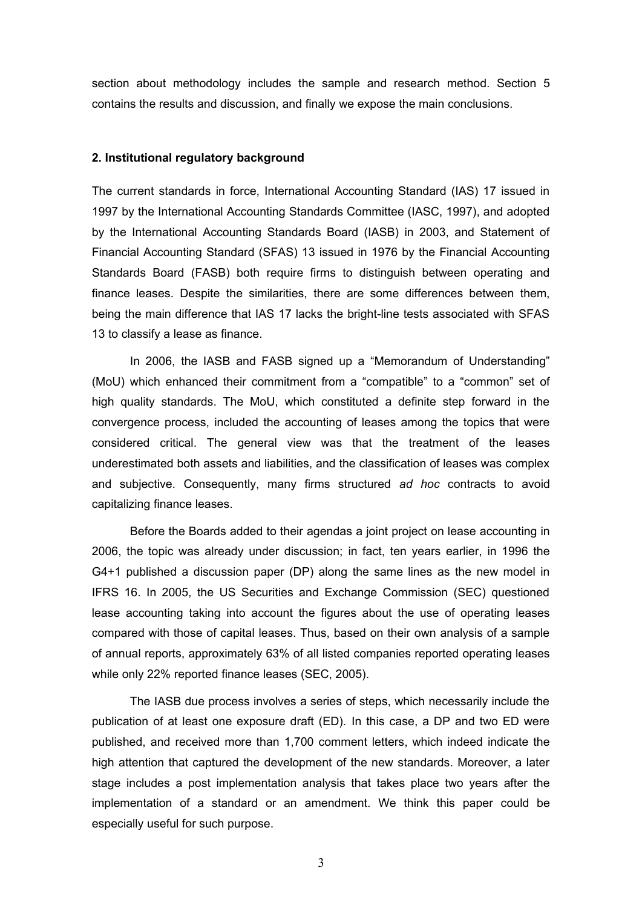section about methodology includes the sample and research method. Section 5 contains the results and discussion, and finally we expose the main conclusions.

## 2. Institutional regulatory background

The current standards in force, International Accounting Standard (IAS) 17 issued in 1997 by the International Accounting Standards Committee (IASC, 1997), and adopted by the International Accounting Standards Board (IASB) in 2003, and Statement of Financial Accounting Standard (SFAS) 13 issued in 1976 by the Financial Accounting Standards Board (FASB) both require firms to distinguish between operating and finance leases. Despite the similarities, there are some differences between them, being the main difference that IAS 17 lacks the bright-line tests associated with SFAS 13 to classify a lease as finance.

In 2006, the IASB and FASB signed up a "Memorandum of Understanding" (MoU) which enhanced their commitment from a "compatible" to a "common" set of high quality standards. The MoU, which constituted a definite step forward in the convergence process, included the accounting of leases among the topics that were considered critical. The general view was that the treatment of the leases underestimated both assets and liabilities, and the classification of leases was complex and subjective. Consequently, many firms structured *ad hoc* contracts to avoid capitalizing finance leases.

Before the Boards added to their agendas a joint project on lease accounting in 2006, the topic was already under discussion; in fact, ten years earlier, in 1996 the G4+1 published a discussion paper (DP) along the same lines as the new model in IFRS 16. In 2005, the US Securities and Exchange Commission (SEC) questioned lease accounting taking into account the figures about the use of operating leases compared with those of capital leases. Thus, based on their own analysis of a sample of annual reports, approximately 63% of all listed companies reported operating leases while only 22% reported finance leases (SEC, 2005).

The IASB due process involves a series of steps, which necessarily include the publication of at least one exposure draft (ED). In this case, a DP and two ED were published, and received more than 1,700 comment letters, which indeed indicate the high attention that captured the development of the new standards. Moreover, a later stage includes a post implementation analysis that takes place two years after the implementation of a standard or an amendment. We think this paper could be especially useful for such purpose.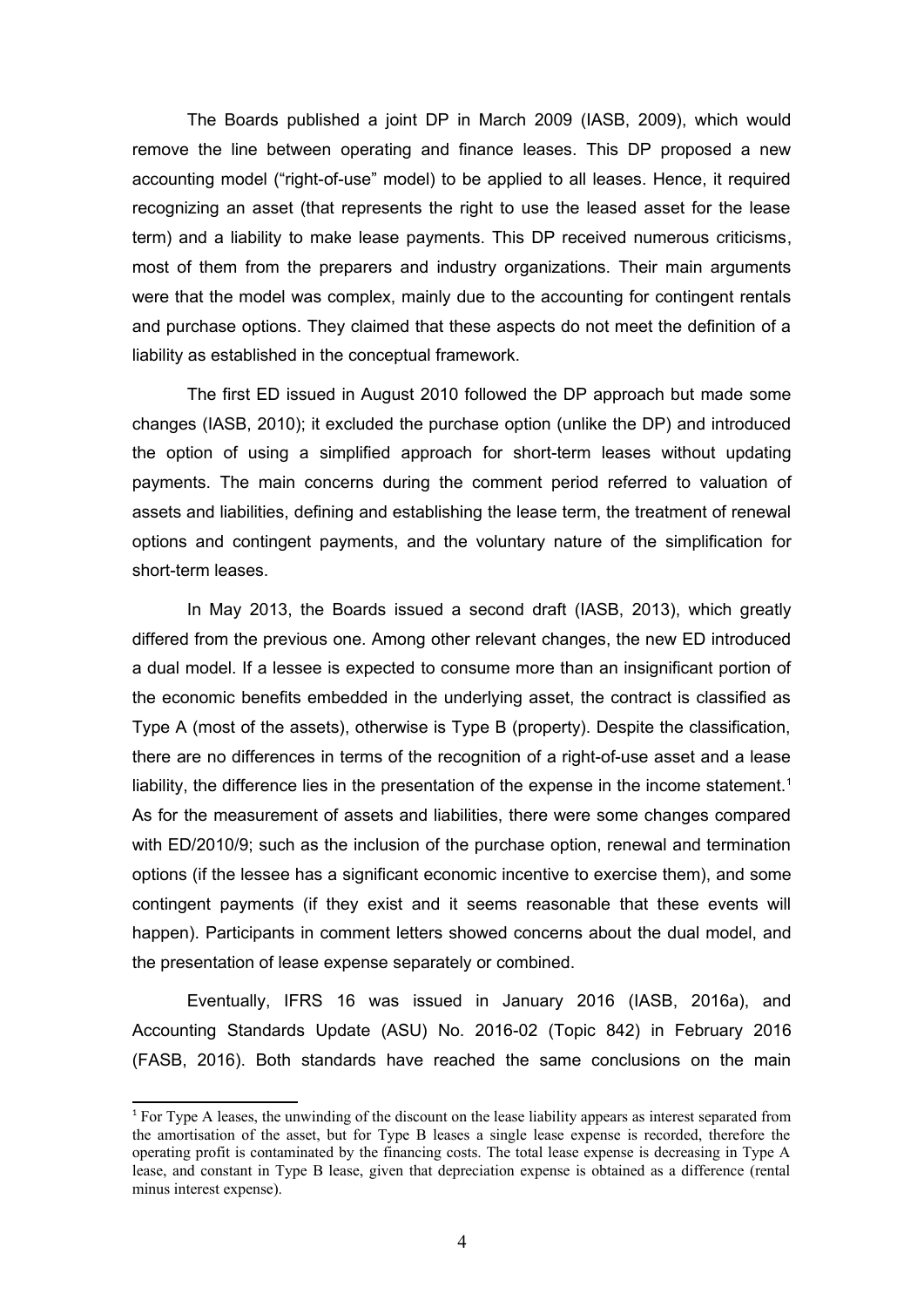The Boards published a joint DP in March 2009 (IASB, 2009), which would remove the line between operating and finance leases. This DP proposed a new accounting model ("right-of-use" model) to be applied to all leases. Hence, it required recognizing an asset (that represents the right to use the leased asset for the lease term) and a liability to make lease payments. This DP received numerous criticisms, most of them from the preparers and industry organizations. Their main arguments were that the model was complex, mainly due to the accounting for contingent rentals and purchase options. They claimed that these aspects do not meet the definition of a liability as established in the conceptual framework.

The first ED issued in August 2010 followed the DP approach but made some changes (IASB, 2010); it excluded the purchase option (unlike the DP) and introduced the option of using a simplified approach for short-term leases without updating payments. The main concerns during the comment period referred to valuation of assets and liabilities, defining and establishing the lease term, the treatment of renewal options and contingent payments, and the voluntary nature of the simplification for short-term leases.

In May 2013, the Boards issued a second draft (IASB, 2013), which greatly differed from the previous one. Among other relevant changes, the new ED introduced a dual model. If a lessee is expected to consume more than an insignificant portion of the economic benefits embedded in the underlying asset, the contract is classified as Type A (most of the assets), otherwise is Type B (property). Despite the classification, there are no differences in terms of the recognition of a right-of-use asset and a lease liability, the difference lies in the presentation of the expense in the income statement.[1] As for the measurement of assets and liabilities, there were some changes compared with ED/2010/9; such as the inclusion of the purchase option, renewal and termination options (if the lessee has a significant economic incentive to exercise them), and some contingent payments (if they exist and it seems reasonable that these events will happen). Participants in comment letters showed concerns about the dual model, and the presentation of lease expense separately or combined.

Eventually, IFRS 16 was issued in January 2016 (IASB, 2016a), and Accounting Standards Update (ASU) No. 2016-02 (Topic 842) in February 2016 (FASB, 2016). Both standards have reached the same conclusions on the main

[1] For Type A leases, the unwinding of the discount on the lease liability appears as interest separated from the amortisation of the asset, but for Type B leases a single lease expense is recorded, therefore the operating profit is contaminated by the financing costs. The total lease expense is decreasing in Type A lease, and constant in Type B lease, given that depreciation expense is obtained as a difference (rental minus interest expense).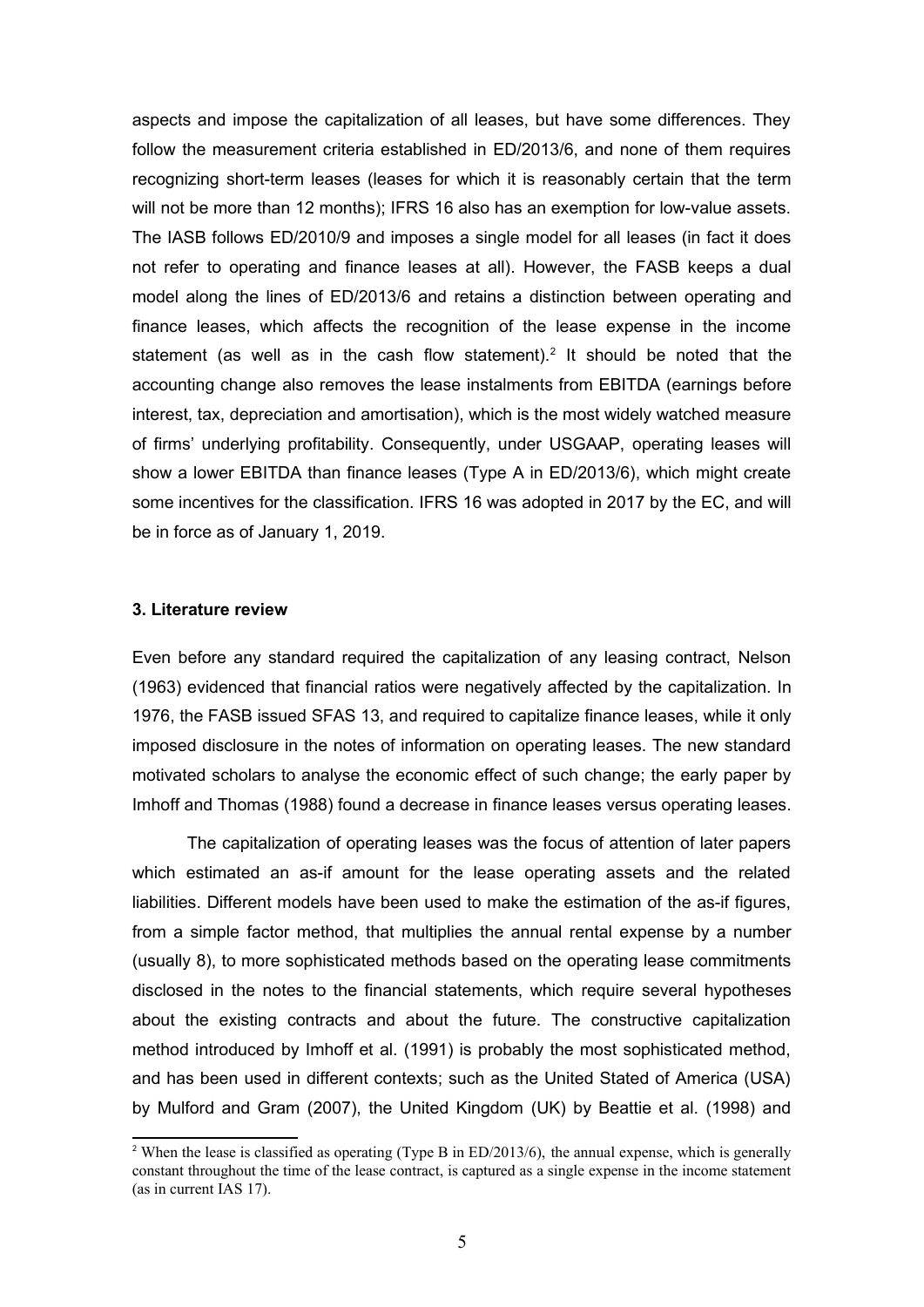aspects and impose the capitalization of all leases, but have some differences. They follow the measurement criteria established in ED/2013/6, and none of them requires recognizing short-term leases (leases for which it is reasonably certain that the term will not be more than 12 months); IFRS 16 also has an exemption for low-value assets. The IASB follows ED/2010/9 and imposes a single model for all leases (in fact it does not refer to operating and finance leases at all). However, the FASB keeps a dual model along the lines of ED/2013/6 and retains a distinction between operating and finance leases, which affects the recognition of the lease expense in the income statement (as well as in the cash flow statement).[2] It should be noted that the accounting change also removes the lease instalments from EBITDA (earnings before interest, tax, depreciation and amortisation), which is the most widely watched measure of firms' underlying profitability. Consequently, under USGAAP, operating leases will show a lower EBITDA than finance leases (Type A in ED/2013/6), which might create some incentives for the classification. IFRS 16 was adopted in 2017 by the EC, and will be in force as of January 1, 2019.

## 3. Literature review

Even before any standard required the capitalization of any leasing contract, Nelson (1963) evidenced that financial ratios were negatively affected by the capitalization. In 1976, the FASB issued SFAS 13, and required to capitalize finance leases, while it only imposed disclosure in the notes of information on operating leases. The new standard motivated scholars to analyse the economic effect of such change; the early paper by Imhoff and Thomas (1988) found a decrease in finance leases versus operating leases.

The capitalization of operating leases was the focus of attention of later papers which estimated an as-if amount for the lease operating assets and the related liabilities. Different models have been used to make the estimation of the as-if figures, from a simple factor method, that multiplies the annual rental expense by a number (usually 8), to more sophisticated methods based on the operating lease commitments disclosed in the notes to the financial statements, which require several hypotheses about the existing contracts and about the future. The constructive capitalization method introduced by Imhoff et al. (1991) is probably the most sophisticated method, and has been used in different contexts; such as the United Stated of America (USA) by Mulford and Gram (2007), the United Kingdom (UK) by Beattie et al. (1998) and

[2] When the lease is classified as operating (Type B in ED/2013/6), the annual expense, which is generally constant throughout the time of the lease contract, is captured as a single expense in the income statement (as in current IAS 17).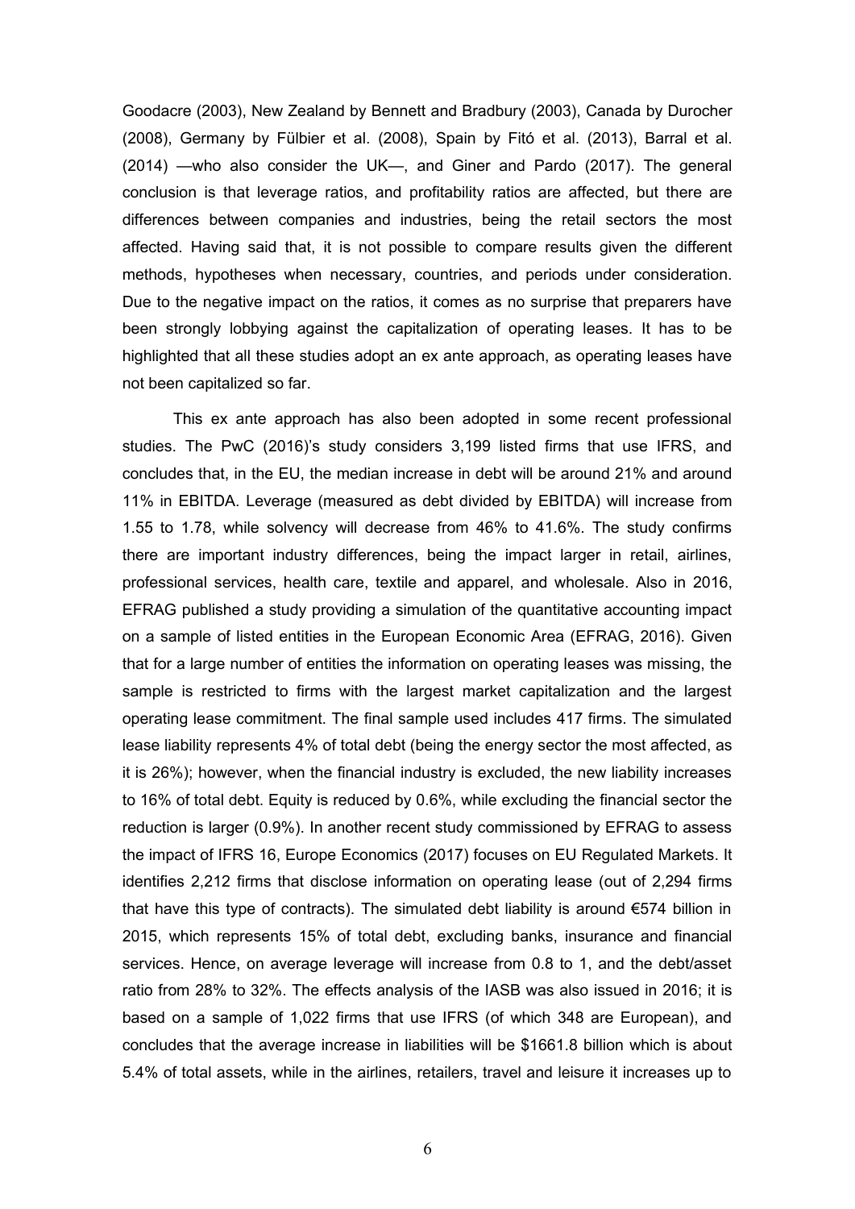Goodacre (2003), New Zealand by Bennett and Bradbury (2003), Canada by Durocher (2008), Germany by Fülbier et al. (2008), Spain by Fitó et al. (2013), Barral et al. (2014) —who also consider the UK—, and Giner and Pardo (2017). The general conclusion is that leverage ratios, and profitability ratios are affected, but there are differences between companies and industries, being the retail sectors the most affected. Having said that, it is not possible to compare results given the different methods, hypotheses when necessary, countries, and periods under consideration. Due to the negative impact on the ratios, it comes as no surprise that preparers have been strongly lobbying against the capitalization of operating leases. It has to be highlighted that all these studies adopt an ex ante approach, as operating leases have not been capitalized so far.

This ex ante approach has also been adopted in some recent professional studies. The PwC (2016)'s study considers 3,199 listed firms that use IFRS, and concludes that, in the EU, the median increase in debt will be around 21% and around 11% in EBITDA. Leverage (measured as debt divided by EBITDA) will increase from 1.55 to 1.78, while solvency will decrease from 46% to 41.6%. The study confirms there are important industry differences, being the impact larger in retail, airlines, professional services, health care, textile and apparel, and wholesale. Also in 2016, EFRAG published a study providing a simulation of the quantitative accounting impact on a sample of listed entities in the European Economic Area (EFRAG, 2016). Given that for a large number of entities the information on operating leases was missing, the sample is restricted to firms with the largest market capitalization and the largest operating lease commitment. The final sample used includes 417 firms. The simulated lease liability represents 4% of total debt (being the energy sector the most affected, as it is 26%); however, when the financial industry is excluded, the new liability increases to 16% of total debt. Equity is reduced by 0.6%, while excluding the financial sector the reduction is larger (0.9%). In another recent study commissioned by EFRAG to assess the impact of IFRS 16, Europe Economics (2017) focuses on EU Regulated Markets. It identifies 2,212 firms that disclose information on operating lease (out of 2,294 firms that have this type of contracts). The simulated debt liability is around €574 billion in 2015, which represents 15% of total debt, excluding banks, insurance and financial services. Hence, on average leverage will increase from 0.8 to 1, and the debt/asset ratio from 28% to 32%. The effects analysis of the IASB was also issued in 2016; it is based on a sample of 1,022 firms that use IFRS (of which 348 are European), and concludes that the average increase in liabilities will be $1661.8 billion which is about 5.4% of total assets, while in the airlines, retailers, travel and leisure it increases up to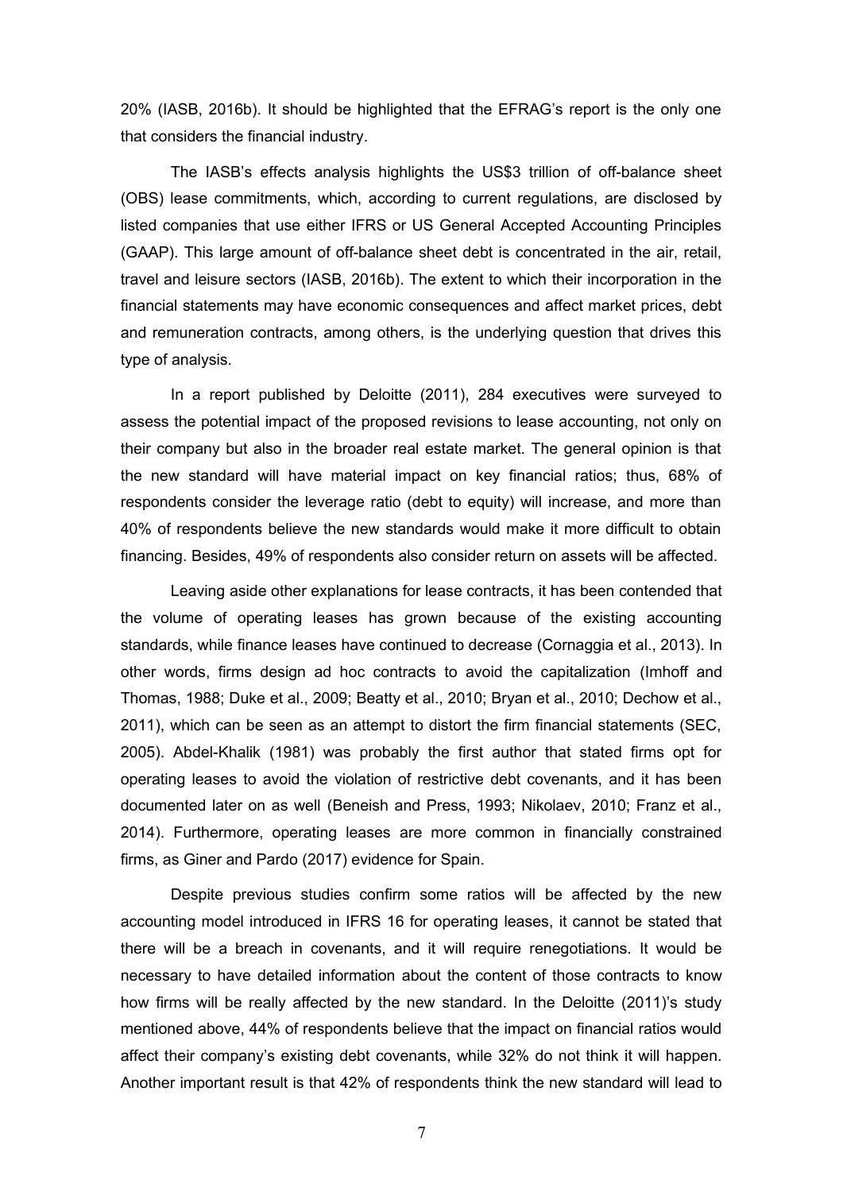20% (IASB, 2016b). It should be highlighted that the EFRAG's report is the only one that considers the financial industry.

The IASB's effects analysis highlights the US$3 trillion of off-balance sheet (OBS) lease commitments, which, according to current regulations, are disclosed by listed companies that use either IFRS or US General Accepted Accounting Principles (GAAP). This large amount of off-balance sheet debt is concentrated in the air, retail, travel and leisure sectors (IASB, 2016b). The extent to which their incorporation in the financial statements may have economic consequences and affect market prices, debt and remuneration contracts, among others, is the underlying question that drives this type of analysis.

In a report published by Deloitte (2011), 284 executives were surveyed to assess the potential impact of the proposed revisions to lease accounting, not only on their company but also in the broader real estate market. The general opinion is that the new standard will have material impact on key financial ratios; thus, 68% of respondents consider the leverage ratio (debt to equity) will increase, and more than 40% of respondents believe the new standards would make it more difficult to obtain financing. Besides, 49% of respondents also consider return on assets will be affected.

Leaving aside other explanations for lease contracts, it has been contended that the volume of operating leases has grown because of the existing accounting standards, while finance leases have continued to decrease (Cornaggia et al., 2013). In other words, firms design ad hoc contracts to avoid the capitalization (Imhoff and Thomas, 1988; Duke et al., 2009; Beatty et al., 2010; Bryan et al., 2010; Dechow et al., 2011), which can be seen as an attempt to distort the firm financial statements (SEC, 2005). Abdel-Khalik (1981) was probably the first author that stated firms opt for operating leases to avoid the violation of restrictive debt covenants, and it has been documented later on as well (Beneish and Press, 1993; Nikolaev, 2010; Franz et al., 2014). Furthermore, operating leases are more common in financially constrained firms, as Giner and Pardo (2017) evidence for Spain.

Despite previous studies confirm some ratios will be affected by the new accounting model introduced in IFRS 16 for operating leases, it cannot be stated that there will be a breach in covenants, and it will require renegotiations. It would be necessary to have detailed information about the content of those contracts to know how firms will be really affected by the new standard. In the Deloitte (2011)'s study mentioned above, 44% of respondents believe that the impact on financial ratios would affect their company's existing debt covenants, while 32% do not think it will happen. Another important result is that 42% of respondents think the new standard will lead to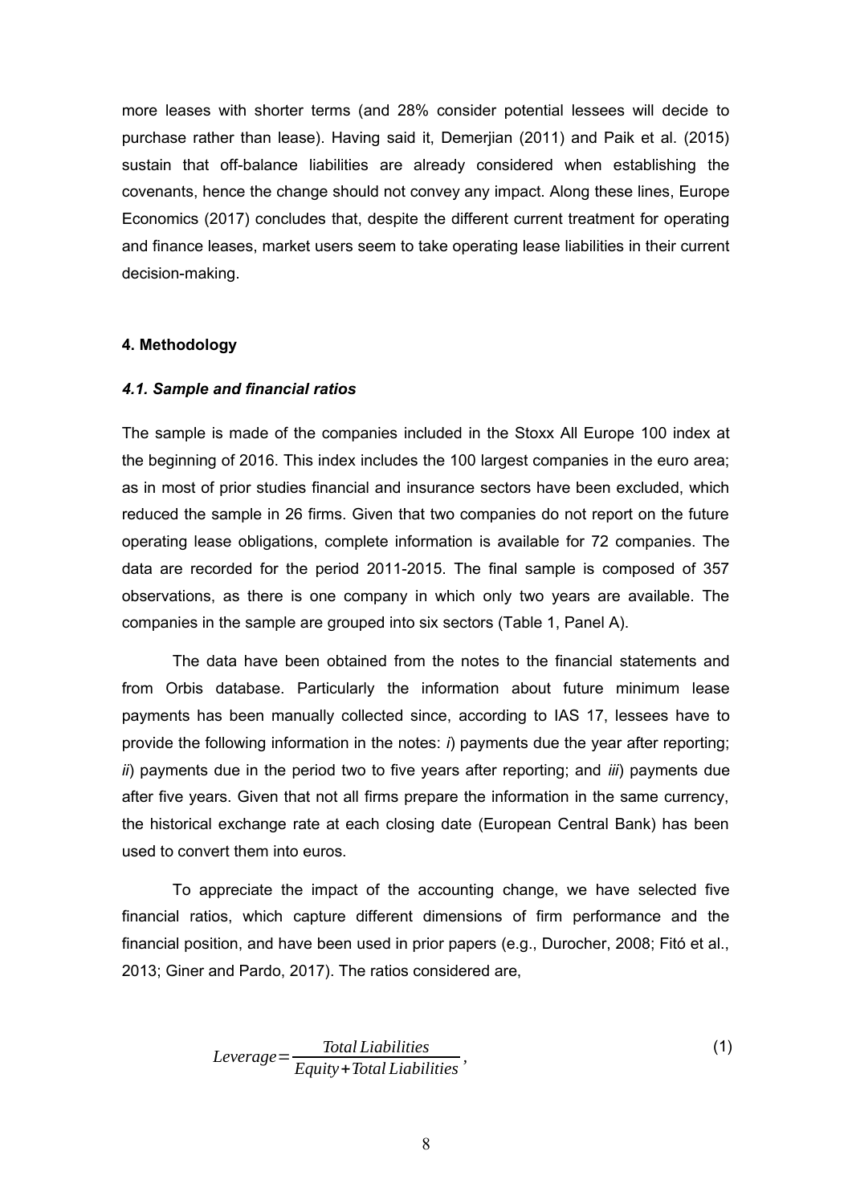more leases with shorter terms (and 28% consider potential lessees will decide to purchase rather than lease). Having said it, Demerjian (2011) and Paik et al. (2015) sustain that off-balance liabilities are already considered when establishing the covenants, hence the change should not convey any impact. Along these lines, Europe Economics (2017) concludes that, despite the different current treatment for operating and finance leases, market users seem to take operating lease liabilities in their current decision-making.

## 4. Methodology

### *4.1. Sample and financial ratios*

The sample is made of the companies included in the Stoxx All Europe 100 index at the beginning of 2016. This index includes the 100 largest companies in the euro area; as in most of prior studies financial and insurance sectors have been excluded, which reduced the sample in 26 firms. Given that two companies do not report on the future operating lease obligations, complete information is available for 72 companies. The data are recorded for the period 2011-2015. The final sample is composed of 357 observations, as there is one company in which only two years are available. The companies in the sample are grouped into six sectors (Table 1, Panel A).

The data have been obtained from the notes to the financial statements and from Orbis database. Particularly the information about future minimum lease payments has been manually collected since, according to IAS 17, lessees have to provide the following information in the notes: *i*) payments due the year after reporting; *ii*) payments due in the period two to five years after reporting; and *iii*) payments due after five years. Given that not all firms prepare the information in the same currency, the historical exchange rate at each closing date (European Central Bank) has been used to convert them into euros.

To appreciate the impact of the accounting change, we have selected five financial ratios, which capture different dimensions of firm performance and the financial position, and have been used in prior papers (e.g., Durocher, 2008; Fitó et al., 2013; Giner and Pardo, 2017). The ratios considered are,

$$Leverage = \frac{Total\ Liabilities}{Equity + Total\ Liabilities}, \tag{1}$$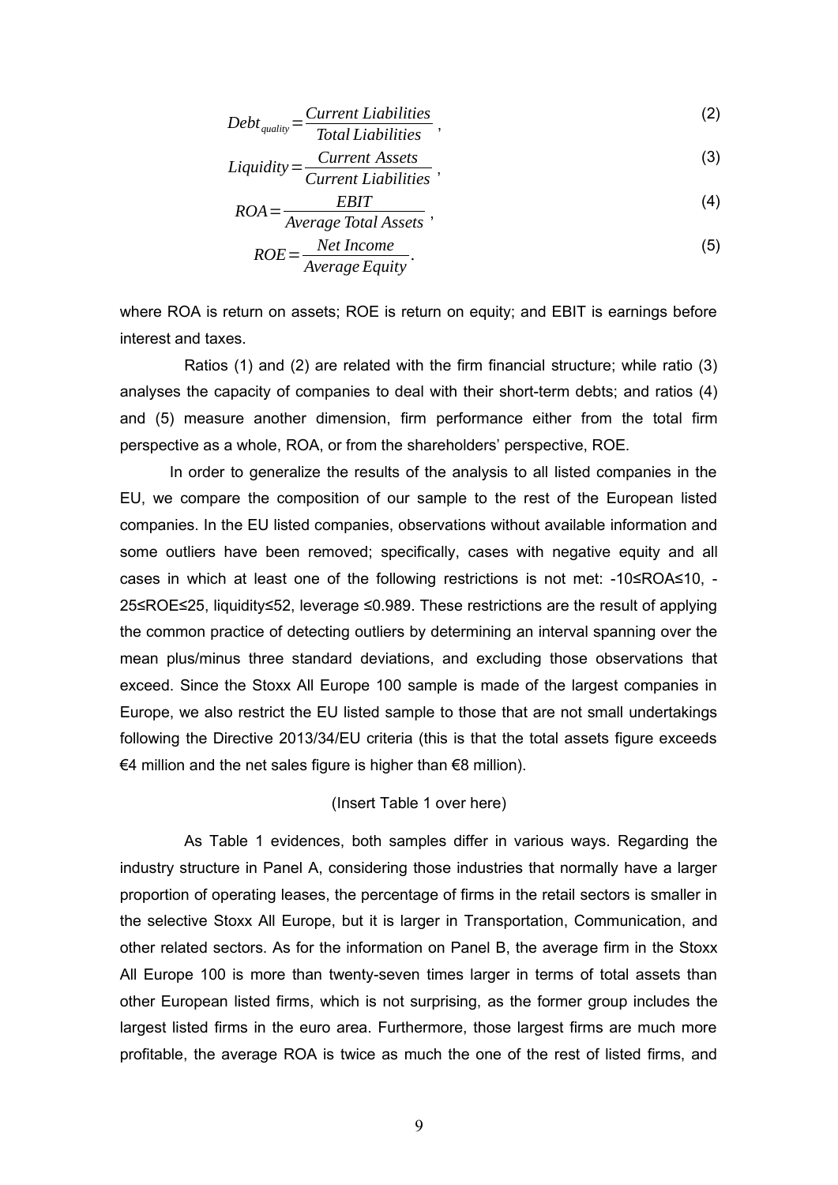$$Debt_{quality} = \frac{Current\ Liabilities}{Total\ Liabilities}, \tag{2}$$

$$Liquidity = \frac{Current\ Assets}{Current\ Liabilities}, \tag{3}$$

$$ROA = \frac{EBIT}{Average\ Total\ Assets}, \tag{4}$$

$$ROE = \frac{Net\ Income}{Average\ Equity}. \tag{5}$$

where ROA is return on assets; ROE is return on equity; and EBIT is earnings before interest and taxes.

Ratios (1) and (2) are related with the firm financial structure; while ratio (3) analyses the capacity of companies to deal with their short-term debts; and ratios (4) and (5) measure another dimension, firm performance either from the total firm perspective as a whole, ROA, or from the shareholders' perspective, ROE.

In order to generalize the results of the analysis to all listed companies in the EU, we compare the composition of our sample to the rest of the European listed companies. In the EU listed companies, observations without available information and some outliers have been removed; specifically, cases with negative equity and all cases in which at least one of the following restrictions is not met: $-10 \leq ROA \leq 10$, $-25 \leq ROE \leq 25$, $liquidity \leq 52$, $leverage \leq 0.989$. These restrictions are the result of applying the common practice of detecting outliers by determining an interval spanning over the mean plus/minus three standard deviations, and excluding those observations that exceed. Since the Stoxx All Europe 100 sample is made of the largest companies in Europe, we also restrict the EU listed sample to those that are not small undertakings following the Directive 2013/34/EU criteria (this is that the total assets figure exceeds €4 million and the net sales figure is higher than €8 million).

(Insert Table 1 over here)

As Table 1 evidences, both samples differ in various ways. Regarding the industry structure in Panel A, considering those industries that normally have a larger proportion of operating leases, the percentage of firms in the retail sectors is smaller in the selective Stoxx All Europe, but it is larger in Transportation, Communication, and other related sectors. As for the information on Panel B, the average firm in the Stoxx All Europe 100 is more than twenty-seven times larger in terms of total assets than other European listed firms, which is not surprising, as the former group includes the largest listed firms in the euro area. Furthermore, those largest firms are much more profitable, the average ROA is twice as much the one of the rest of listed firms, and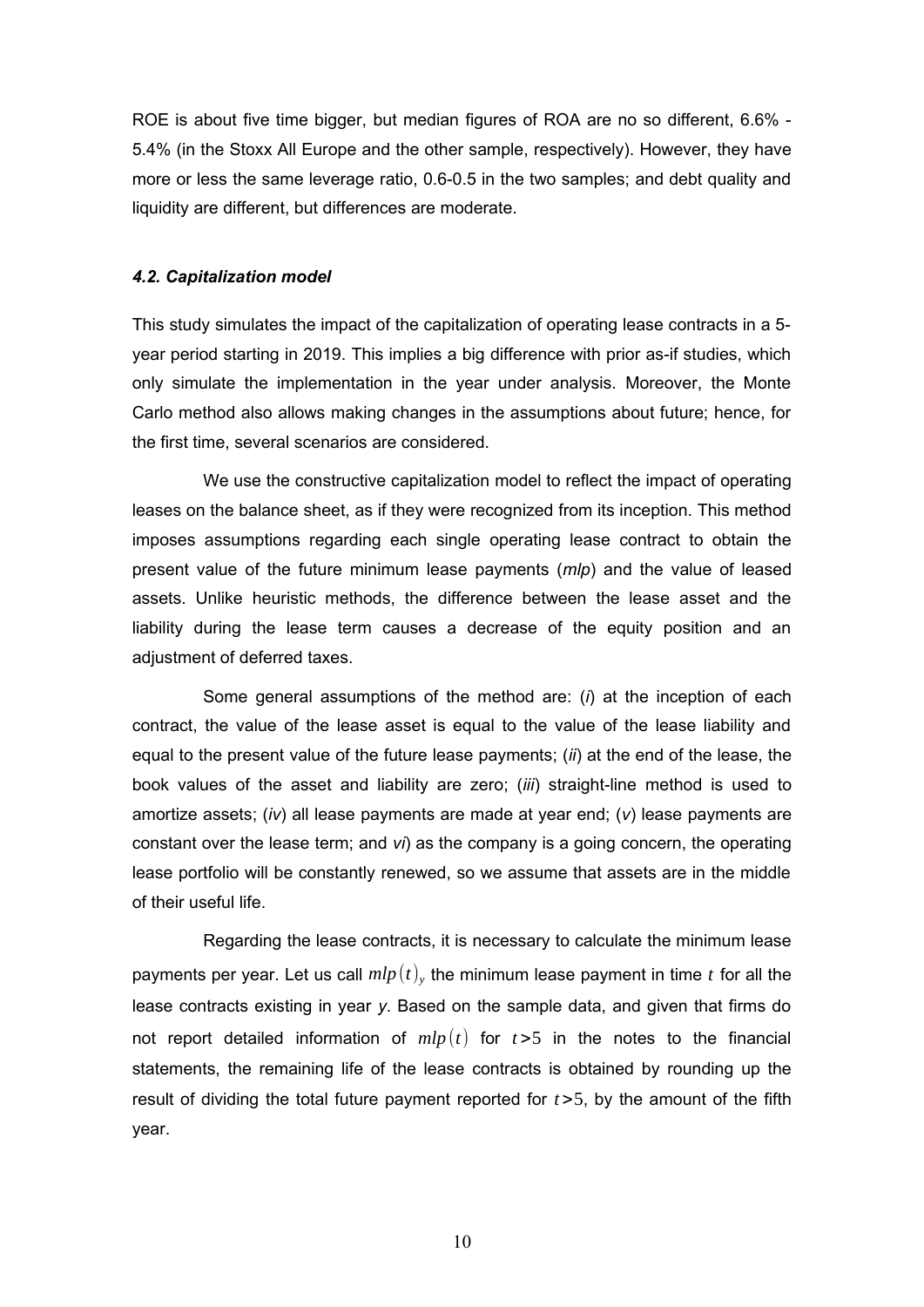ROE is about five time bigger, but median figures of ROA are no so different, 6.6% - 5.4% (in the Stoxx All Europe and the other sample, respectively). However, they have more or less the same leverage ratio, 0.6-0.5 in the two samples; and debt quality and liquidity are different, but differences are moderate.

### *4.2. Capitalization model*

This study simulates the impact of the capitalization of operating lease contracts in a 5-year period starting in 2019. This implies a big difference with prior as-if studies, which only simulate the implementation in the year under analysis. Moreover, the Monte Carlo method also allows making changes in the assumptions about future; hence, for the first time, several scenarios are considered.

We use the constructive capitalization model to reflect the impact of operating leases on the balance sheet, as if they were recognized from its inception. This method imposes assumptions regarding each single operating lease contract to obtain the present value of the future minimum lease payments (*mlp*) and the value of leased assets. Unlike heuristic methods, the difference between the lease asset and the liability during the lease term causes a decrease of the equity position and an adjustment of deferred taxes.

Some general assumptions of the method are: (*i*) at the inception of each contract, the value of the lease asset is equal to the value of the lease liability and equal to the present value of the future lease payments; (*ii*) at the end of the lease, the book values of the asset and liability are zero; (*iii*) straight-line method is used to amortize assets; (*iv*) all lease payments are made at year end; (*v*) lease payments are constant over the lease term; and *vi*) as the company is a going concern, the operating lease portfolio will be constantly renewed, so we assume that assets are in the middle of their useful life.

Regarding the lease contracts, it is necessary to calculate the minimum lease payments per year. Let us call $mlp(t)_y$ the minimum lease payment in time $t$ for all the lease contracts existing in year *y*. Based on the sample data, and given that firms do not report detailed information of $mlp(t)$ for $t>5$ in the notes to the financial statements, the remaining life of the lease contracts is obtained by rounding up the result of dividing the total future payment reported for $t>5$, by the amount of the fifth year.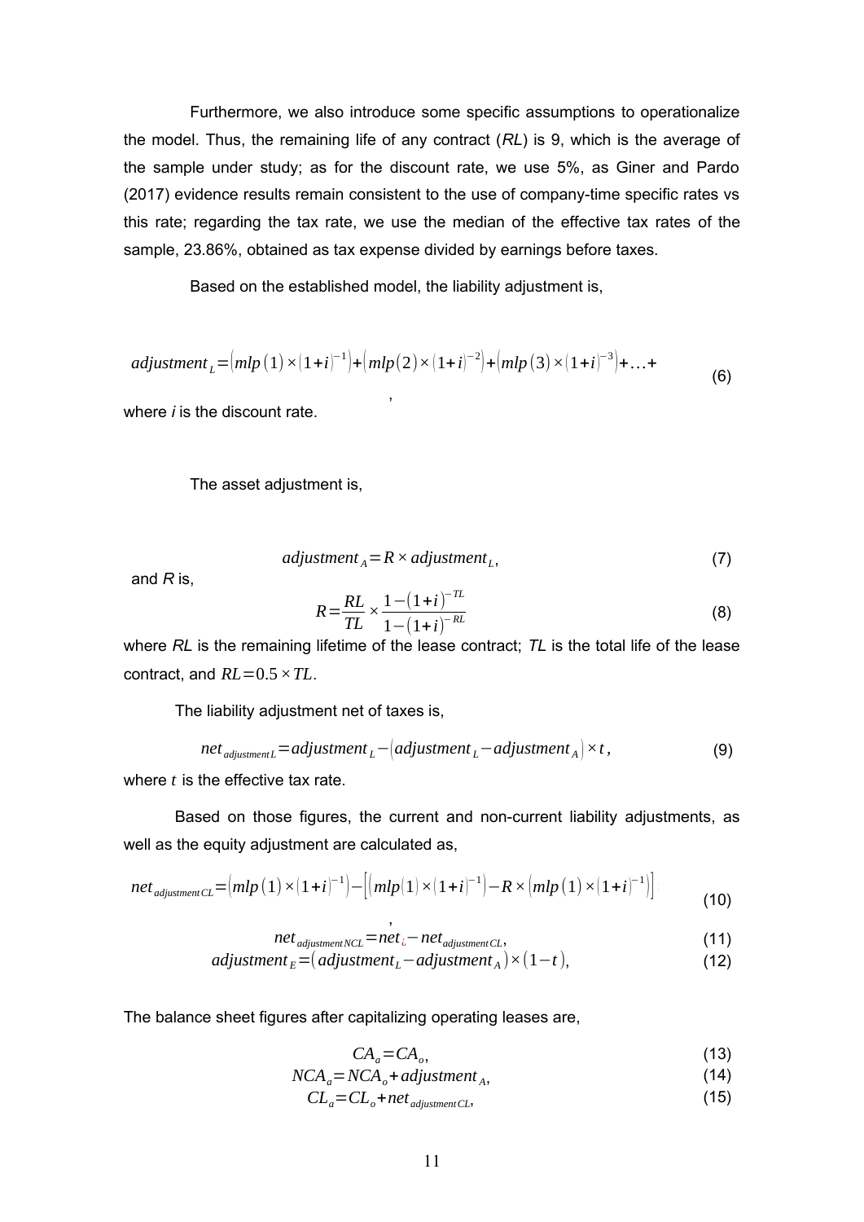Furthermore, we also introduce some specific assumptions to operationalize the model. Thus, the remaining life of any contract (*RL*) is 9, which is the average of the sample under study; as for the discount rate, we use 5%, as Giner and Pardo (2017) evidence results remain consistent to the use of company-time specific rates vs this rate; regarding the tax rate, we use the median of the effective tax rates of the sample, 23.86%, obtained as tax expense divided by earnings before taxes.

Based on the established model, the liability adjustment is,

$$adjustment_L = \left(mlp(1) \times (1+i)^{-1}\right) + \left(mlp(2) \times (1+i)^{-2}\right) + \left(mlp(3) \times (1+i)^{-3}\right) + \ldots + \tag{6}$$

,

where *i* is the discount rate.

The asset adjustment is,

$$adjustment_A = R \times adjustment_L, \tag{7}$$

and *R* is,

$$R = \frac{RL}{TL} \times \frac{1-(1+i)^{-TL}}{1-(1+i)^{-RL}} \tag{8}$$

where *RL* is the remaining lifetime of the lease contract; *TL* is the total life of the lease contract, and $RL = 0.5 \times TL$.

The liability adjustment net of taxes is,

$$net_{adjustment\,L} = adjustment_L - \left(adjustment_L - adjustment_A\right) \times t, \tag{9}$$

where $t$ is the effective tax rate.

Based on those figures, the current and non-current liability adjustments, as well as the equity adjustment are calculated as,

$$net_{adjustment\,CL} = \left(mlp(1) \times (1+i)^{-1}\right) - \left[\left(mlp(1) \times (1+i)^{-1}\right) - R \times \left(mlp(1) \times (1+i)^{-1}\right)\right] \tag{10}$$

,

$$net_{adjustment\,NCL} = net_{L} - net_{adjustment\,CL}, \tag{11}$$

$$adjustment_E = \left(adjustment_L - adjustment_A\right) \times (1-t), \tag{12}$$

The balance sheet figures after capitalizing operating leases are,

$$CA_a = CA_o, \tag{13}$$

$$NCA_a = NCA_o + adjustment_A, \tag{14}$$

$$CL_a = CL_o + net_{adjustment\,CL}, \tag{15}$$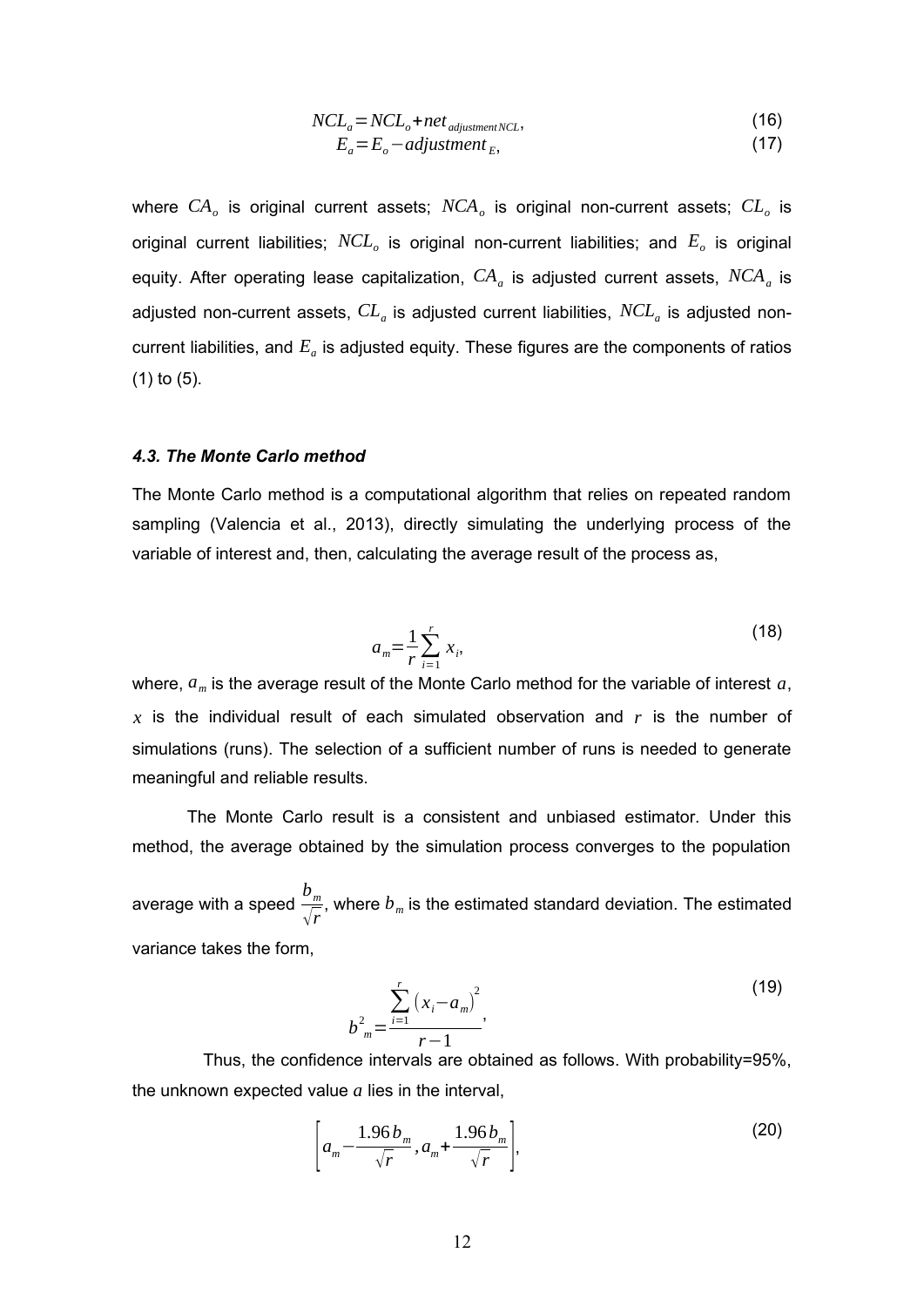$$NCL_a = NCL_o + net_{adjustment\,NCL}, \tag{16}$$

$$E_a = E_o - adjustment_E, \tag{17}$$

where $CA_o$ is original current assets; $NCA_o$ is original non-current assets; $CL_o$ is original current liabilities; $NCL_o$ is original non-current liabilities; and $E_o$ is original equity. After operating lease capitalization, $CA_a$ is adjusted current assets, $NCA_a$ is adjusted non-current assets, $CL_a$ is adjusted current liabilities, $NCL_a$ is adjusted non-current liabilities, and $E_a$ is adjusted equity. These figures are the components of ratios (1) to (5).

### *4.3. The Monte Carlo method*

The Monte Carlo method is a computational algorithm that relies on repeated random sampling (Valencia et al., 2013), directly simulating the underlying process of the variable of interest and, then, calculating the average result of the process as,

$$a_m = \frac{1}{r} \sum_{i=1}^{r} x_i, \tag{18}$$

where, $a_m$ is the average result of the Monte Carlo method for the variable of interest $a$, $x$ is the individual result of each simulated observation and $r$ is the number of simulations (runs). The selection of a sufficient number of runs is needed to generate meaningful and reliable results.

The Monte Carlo result is a consistent and unbiased estimator. Under this method, the average obtained by the simulation process converges to the population average with a speed $\frac{b_m}{\sqrt{r}}$, where $b_m$ is the estimated standard deviation. The estimated variance takes the form,

$$b_m^2 = \frac{\sum_{i=1}^{r} (x_i - a_m)^2}{r-1}, \tag{19}$$

Thus, the confidence intervals are obtained as follows. With probability=95%, the unknown expected value $a$ lies in the interval,

$$\left[ a_m - \frac{1.96\, b_m}{\sqrt{r}}, a_m + \frac{1.96\, b_m}{\sqrt{r}} \right], \tag{20}$$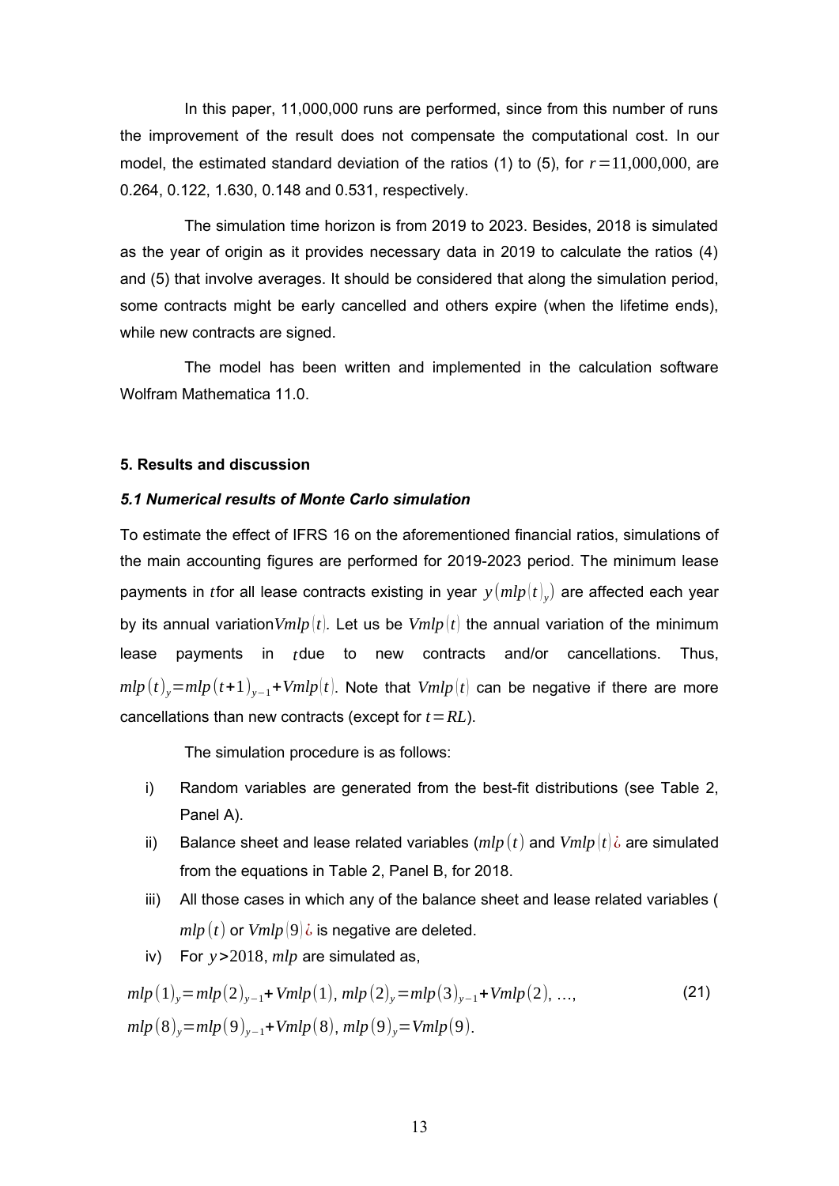In this paper, 11,000,000 runs are performed, since from this number of runs the improvement of the result does not compensate the computational cost. In our model, the estimated standard deviation of the ratios (1) to (5), for $r=11{,}000{,}000$, are 0.264, 0.122, 1.630, 0.148 and 0.531, respectively.

The simulation time horizon is from 2019 to 2023. Besides, 2018 is simulated as the year of origin as it provides necessary data in 2019 to calculate the ratios (4) and (5) that involve averages. It should be considered that along the simulation period, some contracts might be early cancelled and others expire (when the lifetime ends), while new contracts are signed.

The model has been written and implemented in the calculation software Wolfram Mathematica 11.0.

## 5. Results and discussion

### *5.1 Numerical results of Monte Carlo simulation*

To estimate the effect of IFRS 16 on the aforementioned financial ratios, simulations of the main accounting figures are performed for 2019-2023 period. The minimum lease payments in $t$ for all lease contracts existing in year $y\left(mlp(t)_y\right)$ are affected each year by its annual variation $Vmlp(t)$. Let us be $Vmlp(t)$ the annual variation of the minimum lease payments in $t$ due to new contracts and/or cancellations. Thus, $mlp(t)_y=mlp(t+1)_{y-1}+Vmlp(t)$. Note that $Vmlp(t)$ can be negative if there are more cancellations than new contracts (except for $t=RL$).

The simulation procedure is as follows:

i) Random variables are generated from the best-fit distributions (see Table 2, Panel A).

ii) Balance sheet and lease related variables ($mlp(t)$ and $Vmlp(t)$¿ are simulated from the equations in Table 2, Panel B, for 2018.

iii) All those cases in which any of the balance sheet and lease related variables ($mlp(t)$ or $Vmlp(9)$¿ is negative are deleted.

iv) For $y>2018$, $mlp$ are simulated as,

$$mlp(1)_y=mlp(2)_{y-1}+Vmlp(1),\ mlp(2)_y=mlp(3)_{y-1}+Vmlp(2),\ \ldots, \tag{21}$$
$$mlp(8)_y=mlp(9)_{y-1}+Vmlp(8),\ mlp(9)_y=Vmlp(9).$$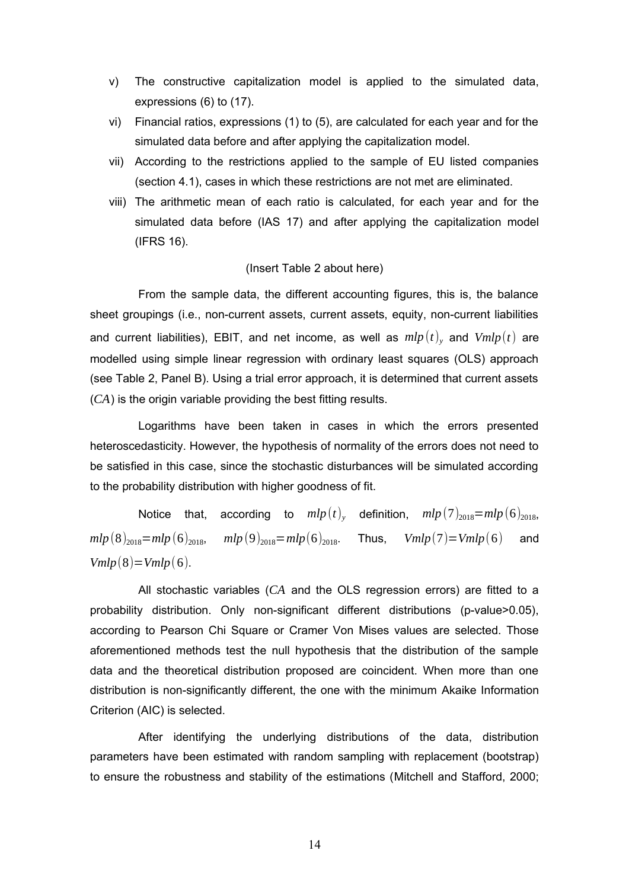v) The constructive capitalization model is applied to the simulated data, expressions (6) to (17).

vi) Financial ratios, expressions (1) to (5), are calculated for each year and for the simulated data before and after applying the capitalization model.

vii) According to the restrictions applied to the sample of EU listed companies (section 4.1), cases in which these restrictions are not met are eliminated.

viii) The arithmetic mean of each ratio is calculated, for each year and for the simulated data before (IAS 17) and after applying the capitalization model (IFRS 16).

(Insert Table 2 about here)

From the sample data, the different accounting figures, this is, the balance sheet groupings (i.e., non-current assets, current assets, equity, non-current liabilities and current liabilities), EBIT, and net income, as well as $mlp(t)_y$ and $Vmlp(t)$ are modelled using simple linear regression with ordinary least squares (OLS) approach (see Table 2, Panel B). Using a trial error approach, it is determined that current assets ($CA$) is the origin variable providing the best fitting results.

Logarithms have been taken in cases in which the errors presented heteroscedasticity. However, the hypothesis of normality of the errors does not need to be satisfied in this case, since the stochastic disturbances will be simulated according to the probability distribution with higher goodness of fit.

Notice that, according to $mlp(t)_y$ definition, $mlp(7)_{2018}=mlp(6)_{2018}$, $mlp(8)_{2018}=mlp(6)_{2018}$, $mlp(9)_{2018}=mlp(6)_{2018}$. Thus, $Vmlp(7)=Vmlp(6)$ and $Vmlp(8)=Vmlp(6)$.

All stochastic variables ($CA$ and the OLS regression errors) are fitted to a probability distribution. Only non-significant different distributions (p-value>0.05), according to Pearson Chi Square or Cramer Von Mises values are selected. Those aforementioned methods test the null hypothesis that the distribution of the sample data and the theoretical distribution proposed are coincident. When more than one distribution is non-significantly different, the one with the minimum Akaike Information Criterion (AIC) is selected.

After identifying the underlying distributions of the data, distribution parameters have been estimated with random sampling with replacement (bootstrap) to ensure the robustness and stability of the estimations (Mitchell and Stafford, 2000;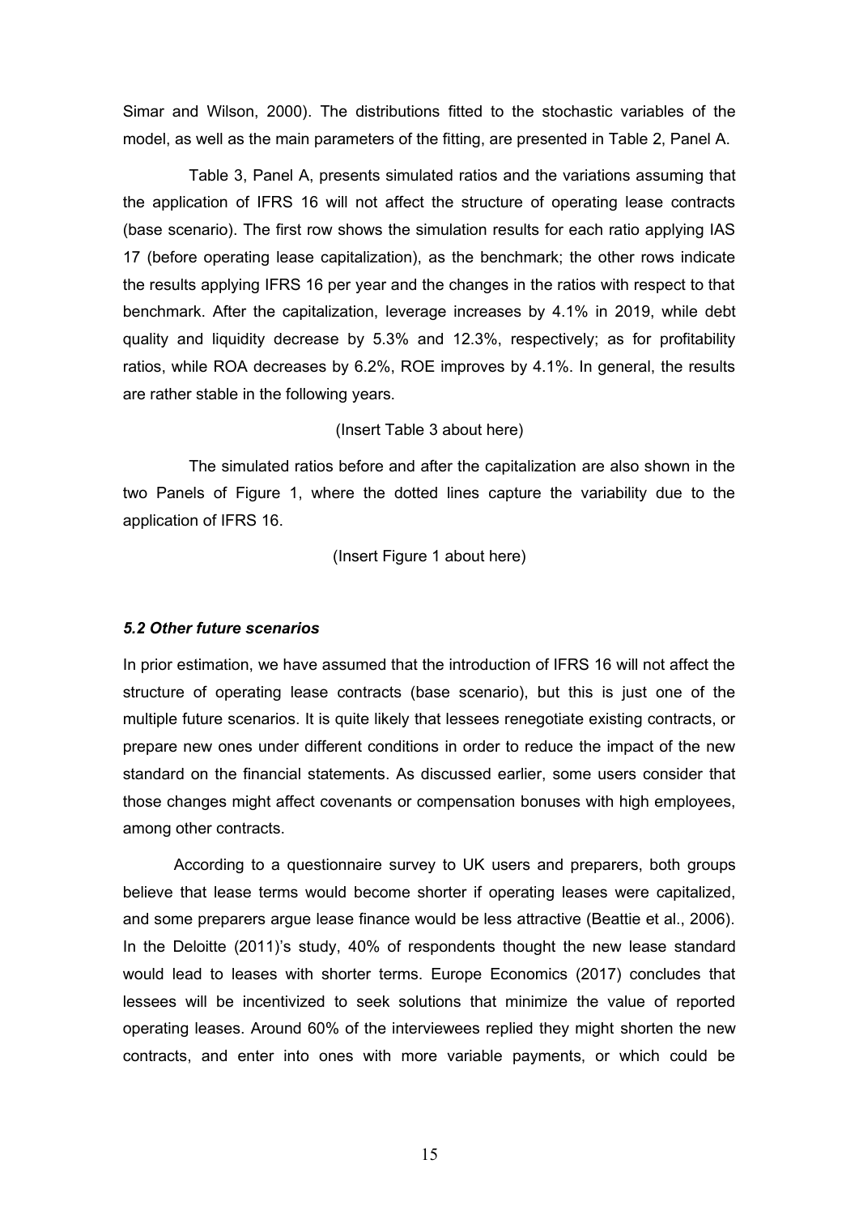Simar and Wilson, 2000). The distributions fitted to the stochastic variables of the model, as well as the main parameters of the fitting, are presented in Table 2, Panel A.

Table 3, Panel A, presents simulated ratios and the variations assuming that the application of IFRS 16 will not affect the structure of operating lease contracts (base scenario). The first row shows the simulation results for each ratio applying IAS 17 (before operating lease capitalization), as the benchmark; the other rows indicate the results applying IFRS 16 per year and the changes in the ratios with respect to that benchmark. After the capitalization, leverage increases by 4.1% in 2019, while debt quality and liquidity decrease by 5.3% and 12.3%, respectively; as for profitability ratios, while ROA decreases by 6.2%, ROE improves by 4.1%. In general, the results are rather stable in the following years.

(Insert Table 3 about here)

The simulated ratios before and after the capitalization are also shown in the two Panels of Figure 1, where the dotted lines capture the variability due to the application of IFRS 16.

(Insert Figure 1 about here)

### *5.2 Other future scenarios*

In prior estimation, we have assumed that the introduction of IFRS 16 will not affect the structure of operating lease contracts (base scenario), but this is just one of the multiple future scenarios. It is quite likely that lessees renegotiate existing contracts, or prepare new ones under different conditions in order to reduce the impact of the new standard on the financial statements. As discussed earlier, some users consider that those changes might affect covenants or compensation bonuses with high employees, among other contracts.

According to a questionnaire survey to UK users and preparers, both groups believe that lease terms would become shorter if operating leases were capitalized, and some preparers argue lease finance would be less attractive (Beattie et al., 2006). In the Deloitte (2011)'s study, 40% of respondents thought the new lease standard would lead to leases with shorter terms. Europe Economics (2017) concludes that lessees will be incentivized to seek solutions that minimize the value of reported operating leases. Around 60% of the interviewees replied they might shorten the new contracts, and enter into ones with more variable payments, or which could be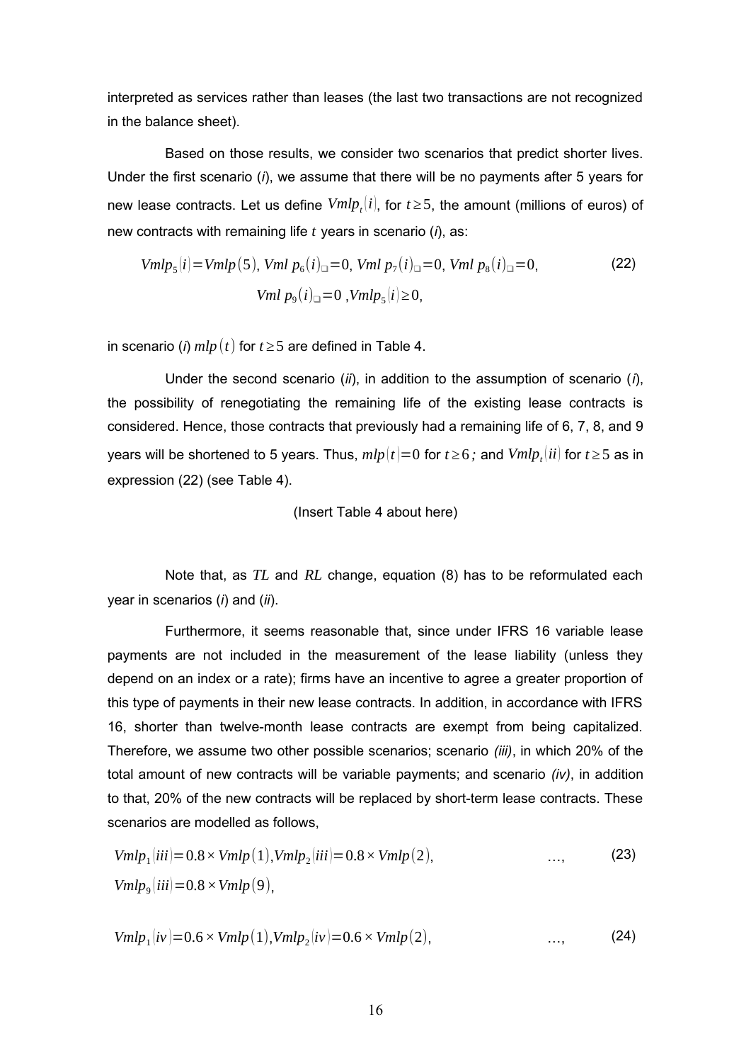interpreted as services rather than leases (the last two transactions are not recognized in the balance sheet).

Based on those results, we consider two scenarios that predict shorter lives. Under the first scenario (*i*), we assume that there will be no payments after 5 years for new lease contracts. Let us define $Vmlp_t(i)$, for $t \geq 5$, the amount (millions of euros) of new contracts with remaining life $t$ years in scenario (*i*), as:

$$Vmlp_5(i) = Vmlp(5),\ Vmlp_6(i) = 0,\ Vmlp_7(i) = 0,\ Vmlp_8(i) = 0, \qquad (22)$$
$$Vmlp_9(i) = 0,\ Vmlp_5(i) \geq 0,$$

in scenario (*i*) $mlp(t)$ for $t \geq 5$ are defined in Table 4.

Under the second scenario (*ii*), in addition to the assumption of scenario (*i*), the possibility of renegotiating the remaining life of the existing lease contracts is considered. Hence, those contracts that previously had a remaining life of 6, 7, 8, and 9 years will be shortened to 5 years. Thus, $mlp(t) = 0$ for $t \geq 6$*;* and $Vmlp_t(ii)$ for $t \geq 5$ as in expression (22) (see Table 4).

(Insert Table 4 about here)

Note that, as $TL$ and $RL$ change, equation (8) has to be reformulated each year in scenarios (*i*) and (*ii*).

Furthermore, it seems reasonable that, since under IFRS 16 variable lease payments are not included in the measurement of the lease liability (unless they depend on an index or a rate); firms have an incentive to agree a greater proportion of this type of payments in their new lease contracts. In addition, in accordance with IFRS 16, shorter than twelve-month lease contracts are exempt from being capitalized. Therefore, we assume two other possible scenarios; scenario *(iii)*, in which 20% of the total amount of new contracts will be variable payments; and scenario *(iv)*, in addition to that, 20% of the new contracts will be replaced by short-term lease contracts. These scenarios are modelled as follows,

$$Vmlp_1(iii) = 0.8 \times Vmlp(1), Vmlp_2(iii) = 0.8 \times Vmlp(2), \qquad \ldots, \qquad (23)$$
$$Vmlp_9(iii) = 0.8 \times Vmlp(9),$$

$$Vmlp_1(iv) = 0.6 \times Vmlp(1), Vmlp_2(iv) = 0.6 \times Vmlp(2), \qquad \ldots, \qquad (24)$$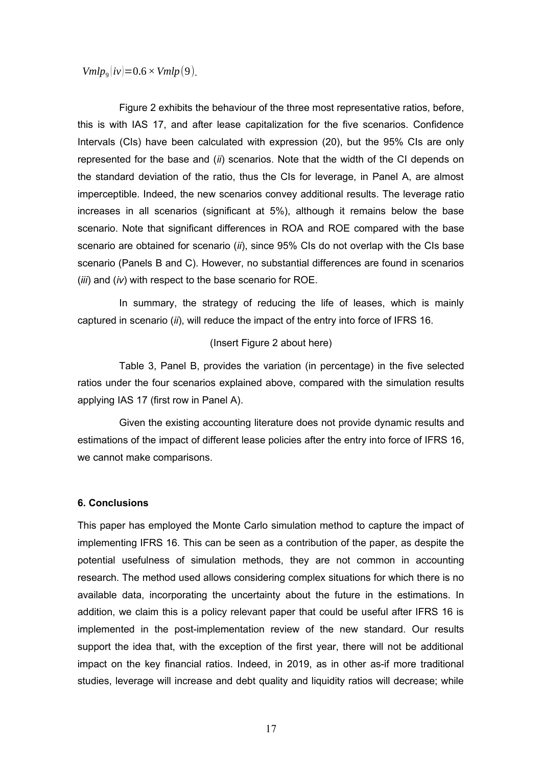$Vmlp_9(iv) = 0.6 \times Vmlp(9)$.

Figure 2 exhibits the behaviour of the three most representative ratios, before, this is with IAS 17, and after lease capitalization for the five scenarios. Confidence Intervals (CIs) have been calculated with expression (20), but the 95% CIs are only represented for the base and (*ii*) scenarios. Note that the width of the CI depends on the standard deviation of the ratio, thus the CIs for leverage, in Panel A, are almost imperceptible. Indeed, the new scenarios convey additional results. The leverage ratio increases in all scenarios (significant at 5%), although it remains below the base scenario. Note that significant differences in ROA and ROE compared with the base scenario are obtained for scenario (*ii*), since 95% CIs do not overlap with the CIs base scenario (Panels B and C). However, no substantial differences are found in scenarios (*iii*) and (*iv*) with respect to the base scenario for ROE.

In summary, the strategy of reducing the life of leases, which is mainly captured in scenario (*ii*), will reduce the impact of the entry into force of IFRS 16.

(Insert Figure 2 about here)

Table 3, Panel B, provides the variation (in percentage) in the five selected ratios under the four scenarios explained above, compared with the simulation results applying IAS 17 (first row in Panel A).

Given the existing accounting literature does not provide dynamic results and estimations of the impact of different lease policies after the entry into force of IFRS 16, we cannot make comparisons.

### 6. Conclusions

This paper has employed the Monte Carlo simulation method to capture the impact of implementing IFRS 16. This can be seen as a contribution of the paper, as despite the potential usefulness of simulation methods, they are not common in accounting research. The method used allows considering complex situations for which there is no available data, incorporating the uncertainty about the future in the estimations. In addition, we claim this is a policy relevant paper that could be useful after IFRS 16 is implemented in the post-implementation review of the new standard. Our results support the idea that, with the exception of the first year, there will not be additional impact on the key financial ratios. Indeed, in 2019, as in other as-if more traditional studies, leverage will increase and debt quality and liquidity ratios will decrease; while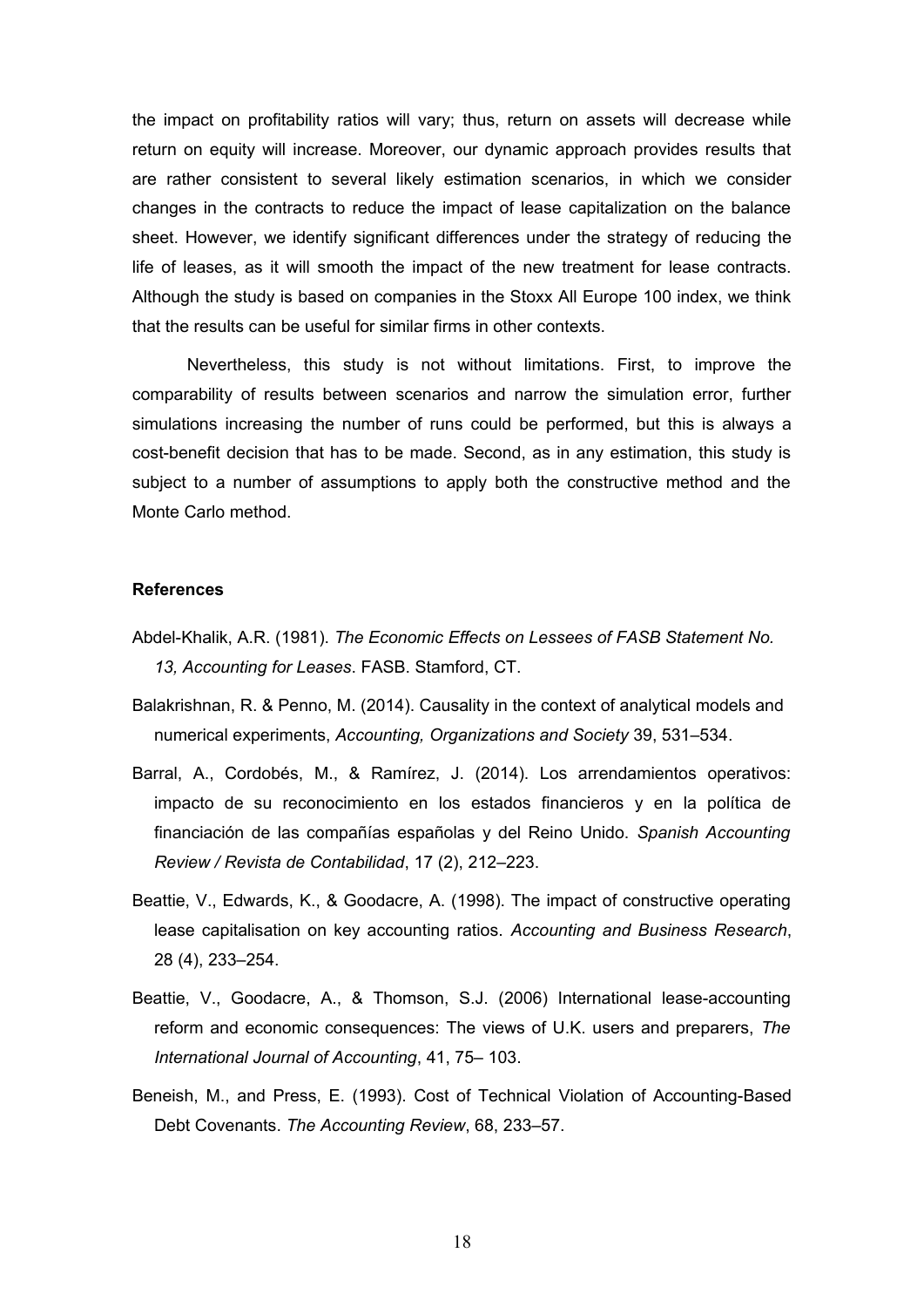the impact on profitability ratios will vary; thus, return on assets will decrease while return on equity will increase. Moreover, our dynamic approach provides results that are rather consistent to several likely estimation scenarios, in which we consider changes in the contracts to reduce the impact of lease capitalization on the balance sheet. However, we identify significant differences under the strategy of reducing the life of leases, as it will smooth the impact of the new treatment for lease contracts. Although the study is based on companies in the Stoxx All Europe 100 index, we think that the results can be useful for similar firms in other contexts.

Nevertheless, this study is not without limitations. First, to improve the comparability of results between scenarios and narrow the simulation error, further simulations increasing the number of runs could be performed, but this is always a cost-benefit decision that has to be made. Second, as in any estimation, this study is subject to a number of assumptions to apply both the constructive method and the Monte Carlo method.

**References**

Abdel-Khalik, A.R. (1981). *The Economic Effects on Lessees of FASB Statement No. 13, Accounting for Leases*. FASB. Stamford, CT.

Balakrishnan, R. & Penno, M. (2014). Causality in the context of analytical models and numerical experiments, *Accounting, Organizations and Society* 39, 531–534.

Barral, A., Cordobés, M., & Ramírez, J. (2014). Los arrendamientos operativos: impacto de su reconocimiento en los estados financieros y en la política de financiación de las compañías españolas y del Reino Unido. *Spanish Accounting Review / Revista de Contabilidad*, 17 (2), 212–223.

Beattie, V., Edwards, K., & Goodacre, A. (1998). The impact of constructive operating lease capitalisation on key accounting ratios. *Accounting and Business Research*, 28 (4), 233–254.

Beattie, V., Goodacre, A., & Thomson, S.J. (2006) International lease-accounting reform and economic consequences: The views of U.K. users and preparers, *The International Journal of Accounting*, 41, 75– 103.

Beneish, M., and Press, E. (1993). Cost of Technical Violation of Accounting-Based Debt Covenants. *The Accounting Review*, 68, 233–57.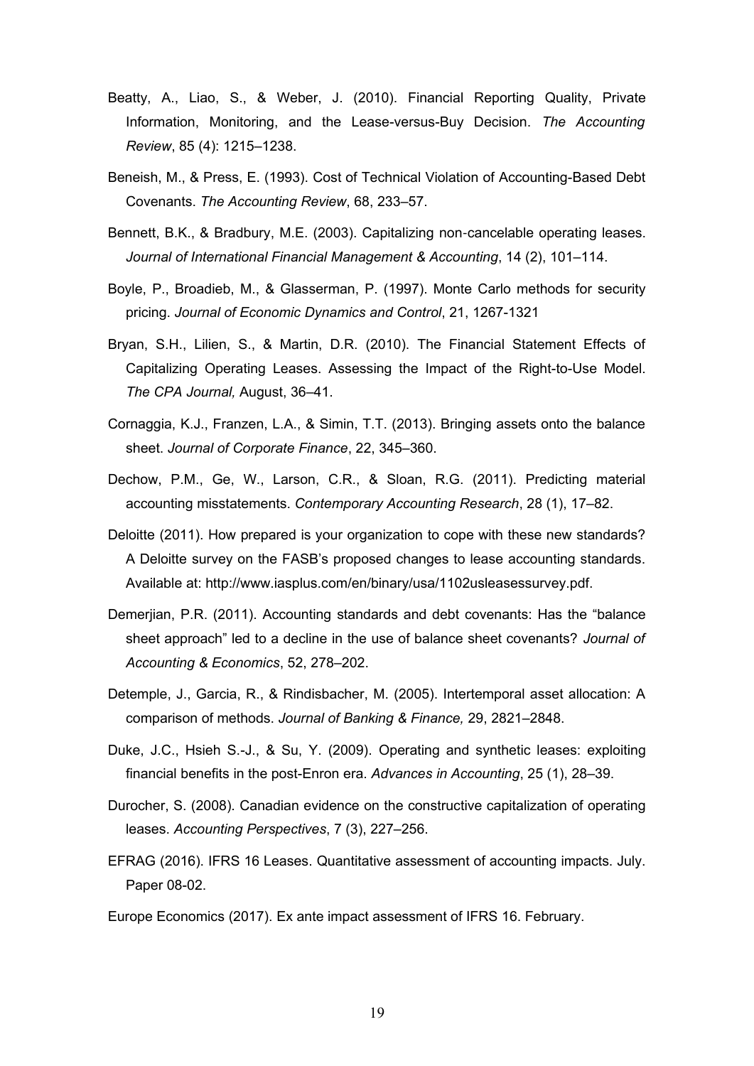Beatty, A., Liao, S., & Weber, J. (2010). Financial Reporting Quality, Private Information, Monitoring, and the Lease-versus-Buy Decision. *The Accounting Review*, 85 (4): 1215–1238.

Beneish, M., & Press, E. (1993). Cost of Technical Violation of Accounting-Based Debt Covenants. *The Accounting Review*, 68, 233–57.

Bennett, B.K., & Bradbury, M.E. (2003). Capitalizing non-cancelable operating leases. *Journal of International Financial Management & Accounting*, 14 (2), 101–114.

Boyle, P., Broadieb, M., & Glasserman, P. (1997). Monte Carlo methods for security pricing. *Journal of Economic Dynamics and Control*, 21, 1267-1321

Bryan, S.H., Lilien, S., & Martin, D.R. (2010). The Financial Statement Effects of Capitalizing Operating Leases. Assessing the Impact of the Right-to-Use Model. *The CPA Journal,* August, 36–41.

Cornaggia, K.J., Franzen, L.A., & Simin, T.T. (2013). Bringing assets onto the balance sheet. *Journal of Corporate Finance*, 22, 345–360.

Dechow, P.M., Ge, W., Larson, C.R., & Sloan, R.G. (2011). Predicting material accounting misstatements. *Contemporary Accounting Research*, 28 (1), 17–82.

Deloitte (2011). How prepared is your organization to cope with these new standards? A Deloitte survey on the FASB's proposed changes to lease accounting standards. Available at: http://www.iasplus.com/en/binary/usa/1102usleasessurvey.pdf.

Demerjian, P.R. (2011). Accounting standards and debt covenants: Has the "balance sheet approach" led to a decline in the use of balance sheet covenants? *Journal of Accounting & Economics*, 52, 278–202.

Detemple, J., Garcia, R., & Rindisbacher, M. (2005). Intertemporal asset allocation: A comparison of methods. *Journal of Banking & Finance,* 29, 2821–2848.

Duke, J.C., Hsieh S.-J., & Su, Y. (2009). Operating and synthetic leases: exploiting financial benefits in the post-Enron era. *Advances in Accounting*, 25 (1), 28–39.

Durocher, S. (2008). Canadian evidence on the constructive capitalization of operating leases. *Accounting Perspectives*, 7 (3), 227–256.

EFRAG (2016). IFRS 16 Leases. Quantitative assessment of accounting impacts. July. Paper 08-02.

Europe Economics (2017). Ex ante impact assessment of IFRS 16. February.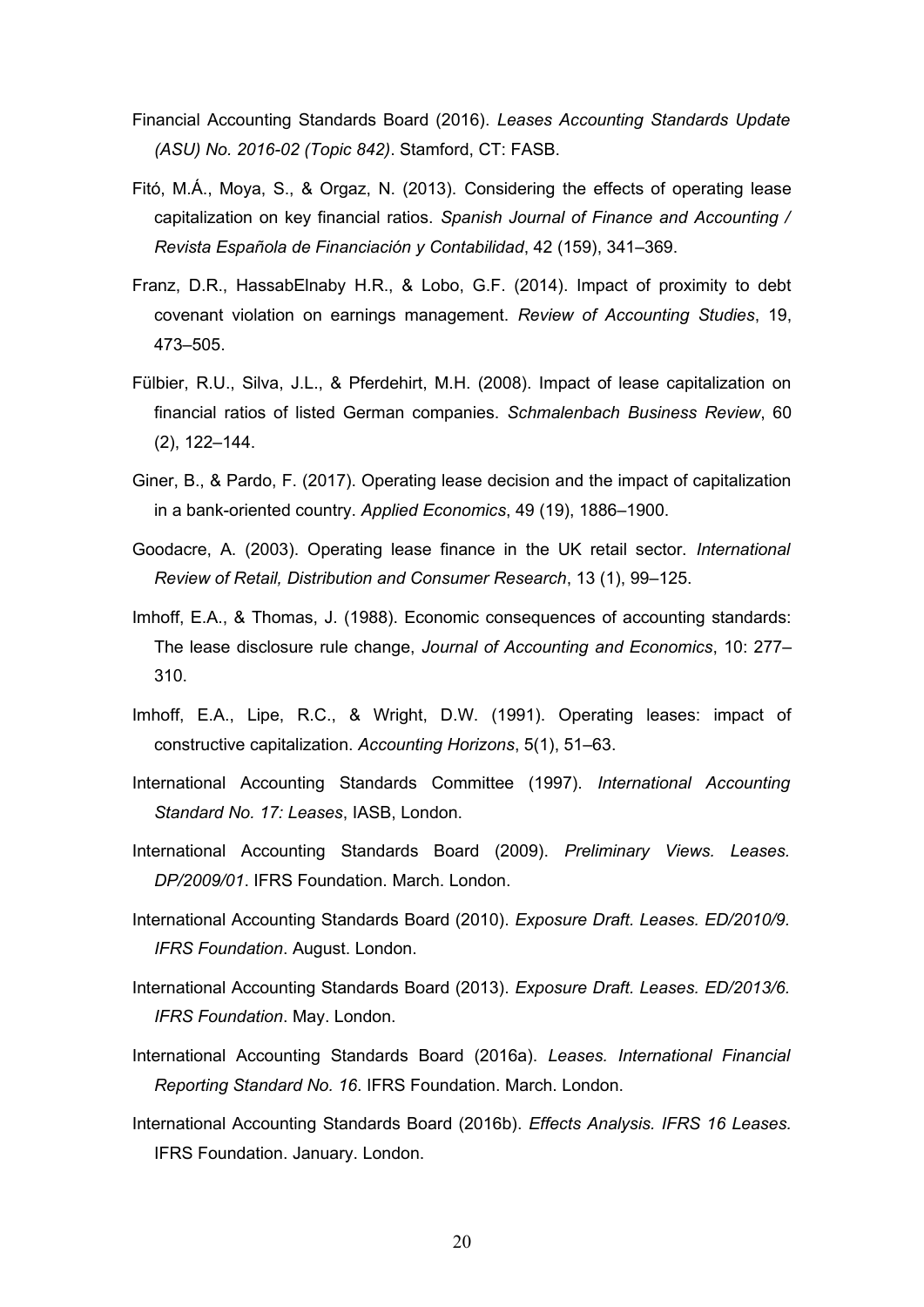Financial Accounting Standards Board (2016). *Leases Accounting Standards Update (ASU) No. 2016-02 (Topic 842)*. Stamford, CT: FASB.

Fitó, M.Á., Moya, S., & Orgaz, N. (2013). Considering the effects of operating lease capitalization on key financial ratios. *Spanish Journal of Finance and Accounting / Revista Española de Financiación y Contabilidad*, 42 (159), 341–369.

Franz, D.R., HassabElnaby H.R., & Lobo, G.F. (2014). Impact of proximity to debt covenant violation on earnings management. *Review of Accounting Studies*, 19, 473–505.

Fülbier, R.U., Silva, J.L., & Pferdehirt, M.H. (2008). Impact of lease capitalization on financial ratios of listed German companies. *Schmalenbach Business Review*, 60 (2), 122–144.

Giner, B., & Pardo, F. (2017). Operating lease decision and the impact of capitalization in a bank-oriented country. *Applied Economics*, 49 (19), 1886–1900.

Goodacre, A. (2003). Operating lease finance in the UK retail sector. *International Review of Retail, Distribution and Consumer Research*, 13 (1), 99–125.

Imhoff, E.A., & Thomas, J. (1988). Economic consequences of accounting standards: The lease disclosure rule change, *Journal of Accounting and Economics*, 10: 277–310.

Imhoff, E.A., Lipe, R.C., & Wright, D.W. (1991). Operating leases: impact of constructive capitalization. *Accounting Horizons*, 5(1), 51–63.

International Accounting Standards Committee (1997). *International Accounting Standard No. 17: Leases*, IASB, London.

International Accounting Standards Board (2009). *Preliminary Views. Leases. DP/2009/01*. IFRS Foundation. March. London.

International Accounting Standards Board (2010). *Exposure Draft. Leases. ED/2010/9. IFRS Foundation*. August. London.

International Accounting Standards Board (2013). *Exposure Draft. Leases. ED/2013/6. IFRS Foundation*. May. London.

International Accounting Standards Board (2016a). *Leases. International Financial Reporting Standard No. 16*. IFRS Foundation. March. London.

International Accounting Standards Board (2016b). *Effects Analysis. IFRS 16 Leases.* IFRS Foundation. January. London.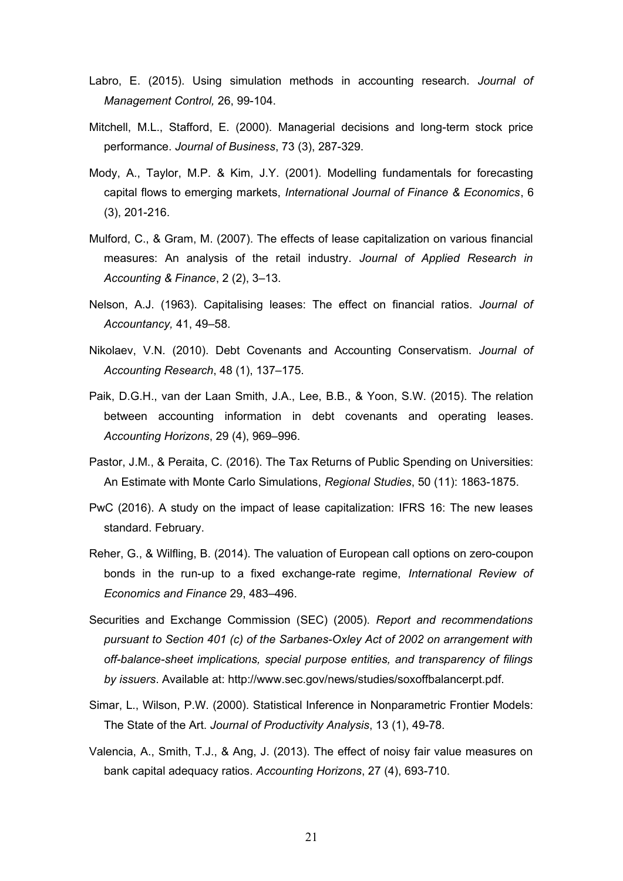Labro, E. (2015). Using simulation methods in accounting research. *Journal of Management Control,* 26, 99-104.

Mitchell, M.L., Stafford, E. (2000). Managerial decisions and long-term stock price performance. *Journal of Business*, 73 (3), 287-329.

Mody, A., Taylor, M.P. & Kim, J.Y. (2001). Modelling fundamentals for forecasting capital flows to emerging markets, *International Journal of Finance & Economics*, 6 (3), 201-216.

Mulford, C., & Gram, M. (2007). The effects of lease capitalization on various financial measures: An analysis of the retail industry. *Journal of Applied Research in Accounting & Finance*, 2 (2), 3–13.

Nelson, A.J. (1963). Capitalising leases: The effect on financial ratios. *Journal of Accountancy,* 41, 49–58.

Nikolaev, V.N. (2010). Debt Covenants and Accounting Conservatism. *Journal of Accounting Research*, 48 (1), 137–175.

Paik, D.G.H., van der Laan Smith, J.A., Lee, B.B., & Yoon, S.W. (2015). The relation between accounting information in debt covenants and operating leases. *Accounting Horizons*, 29 (4), 969–996.

Pastor, J.M., & Peraita, C. (2016). The Tax Returns of Public Spending on Universities: An Estimate with Monte Carlo Simulations, *Regional Studies*, 50 (11): 1863-1875.

PwC (2016). A study on the impact of lease capitalization: IFRS 16: The new leases standard. February.

Reher, G., & Wilfling, B. (2014). The valuation of European call options on zero-coupon bonds in the run-up to a fixed exchange-rate regime, *International Review of Economics and Finance* 29, 483–496.

Securities and Exchange Commission (SEC) (2005). *Report and recommendations pursuant to Section 401 (c) of the Sarbanes-Oxley Act of 2002 on arrangement with off-balance-sheet implications, special purpose entities, and transparency of filings by issuers*. Available at: http://www.sec.gov/news/studies/soxoffbalancerpt.pdf.

Simar, L., Wilson, P.W. (2000). Statistical Inference in Nonparametric Frontier Models: The State of the Art. *Journal of Productivity Analysis*, 13 (1), 49-78.

Valencia, A., Smith, T.J., & Ang, J. (2013). The effect of noisy fair value measures on bank capital adequacy ratios. *Accounting Horizons*, 27 (4), 693-710.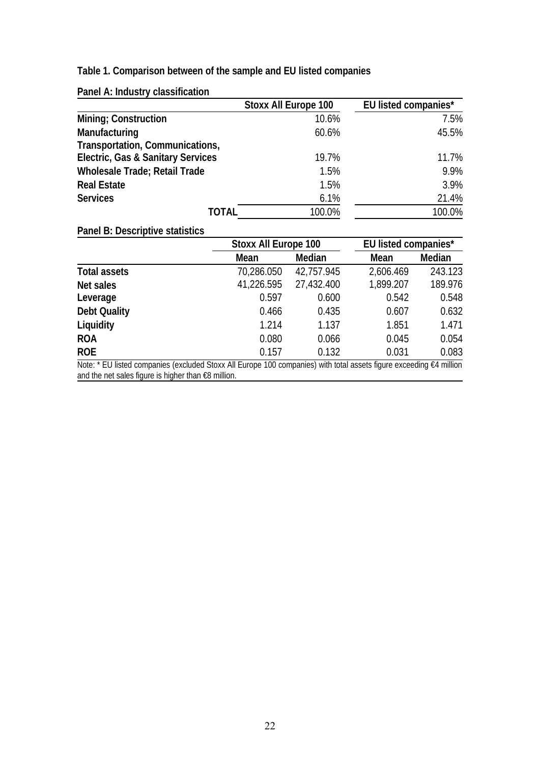**Table 1. Comparison between of the sample and EU listed companies**

**Panel A: Industry classification**

| | Stoxx All Europe 100 | EU listed companies* |
|---|---|---|
| **Mining; Construction** | 10.6% | 7.5% |
| **Manufacturing** | 60.6% | 45.5% |
| **Transportation, Communications, Electric, Gas & Sanitary Services** | 19.7% | 11.7% |
| **Wholesale Trade; Retail Trade** | 1.5% | 9.9% |
| **Real Estate** | 1.5% | 3.9% |
| **Services** | 6.1% | 21.4% |
| **TOTAL** | 100.0% | 100.0% |

**Panel B: Descriptive statistics**

| | Stoxx All Europe 100 | | EU listed companies* | |
|---|---|---|---|---|
| | **Mean** | **Median** | **Mean** | **Median** |
| **Total assets** | 70,286.050 | 42,757.945 | 2,606.469 | 243.123 |
| **Net sales** | 41,226.595 | 27,432.400 | 1,899.207 | 189.976 |
| **Leverage** | 0.597 | 0.600 | 0.542 | 0.548 |
| **Debt Quality** | 0.466 | 0.435 | 0.607 | 0.632 |
| **Liquidity** | 1.214 | 1.137 | 1.851 | 1.471 |
| **ROA** | 0.080 | 0.066 | 0.045 | 0.054 |
| **ROE** | 0.157 | 0.132 | 0.031 | 0.083 |

Note: * EU listed companies (excluded Stoxx All Europe 100 companies) with total assets figure exceeding €4 million and the net sales figure is higher than €8 million.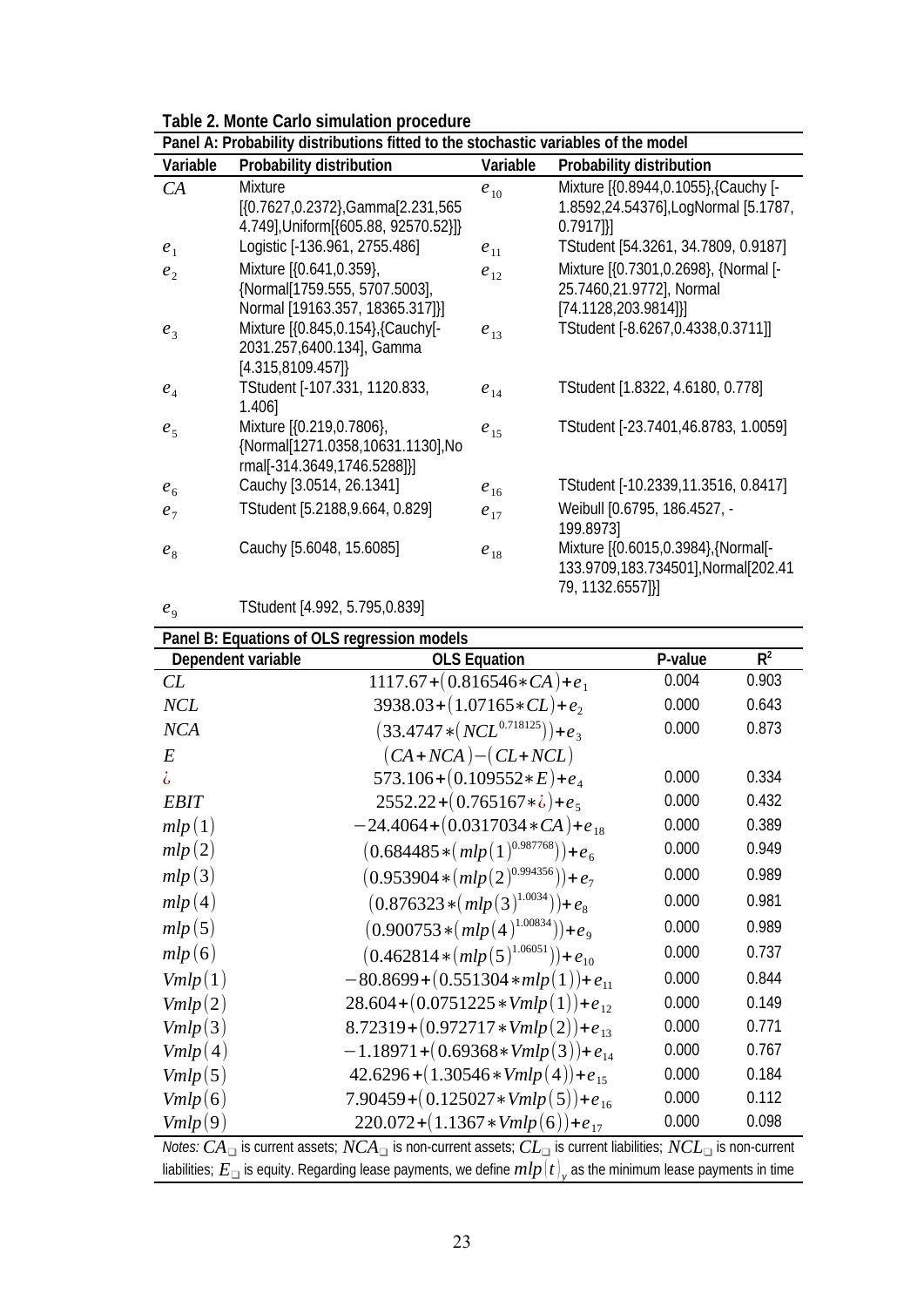**Table 2. Monte Carlo simulation procedure**

**Panel A: Probability distributions fitted to the stochastic variables of the model**

| Variable | Probability distribution | Variable | Probability distribution |
|---|---|---|---|
| $CA$ | Mixture [{0.7627,0.2372},Gamma[2.231,565 4.749],Uniform[{605.88, 92570.52}]} | $e_{10}$ | Mixture [{0.8944,0.1055},{Cauchy [-1.8592,24.54376],LogNormal [5.1787, 0.7917]}] |
| $e_1$ | Logistic [-136.961, 2755.486] | $e_{11}$ | TStudent [54.3261, 34.7809, 0.9187] |
| $e_2$ | Mixture [{0.641,0.359}, {Normal[1759.555, 5707.5003], Normal [19163.357, 18365.317]}] | $e_{12}$ | Mixture [{0.7301,0.2698}, {Normal [-25.7460,21.9772], Normal [74.1128,203.9814]}] |
| $e_3$ | Mixture [{0.845,0.154},{Cauchy[-2031.257,6400.134], Gamma [4.315,8109.457]} | $e_{13}$ | TStudent [-8.6267,0.4338,0.3711]] |
| $e_4$ | TStudent [-107.331, 1120.833, 1.406] | $e_{14}$ | TStudent [1.8322, 4.6180, 0.778] |
| $e_5$ | Mixture [{0.219,0.7806}, {Normal[1271.0358,10631.1130],Normal[-314.3649,1746.5288]}] | $e_{15}$ | TStudent [-23.7401,46.8783, 1.0059] |
| $e_6$ | Cauchy [3.0514, 26.1341] | $e_{16}$ | TStudent [-10.2339,11.3516, 0.8417] |
| $e_7$ | TStudent [5.2188,9.664, 0.829] | $e_{17}$ | Weibull [0.6795, 186.4527, -199.8973] |
| $e_8$ | Cauchy [5.6048, 15.6085] | $e_{18}$ | Mixture [{0.6015,0.3984},{Normal[-133.9709,183.734501],Normal[202.4179, 1132.6557]}] |
| $e_9$ | TStudent [4.992, 5.795,0.839] | | |

**Panel B: Equations of OLS regression models**

| Dependent variable | OLS Equation | P-value | $R^2$ |
|---|---|---|---|
| $CL$ | $1117.67+(0.816546*CA)+e_1$ | 0.004 | 0.903 |
| $NCL$ | $3938.03+(1.07165*CL)+e_2$ | 0.000 | 0.643 |
| $NCA$ | $(33.4747*(NCL^{0.718125}))+e_3$ | 0.000 | 0.873 |
| $E$ | $(CA+NCA)-(CL+NCL)$ | | |
| ¿ | $573.106+(0.109552*E)+e_4$ | 0.000 | 0.334 |
| $EBIT$ | $2552.22+(0.765167*¿)+e_5$ | 0.000 | 0.432 |
| $mlp(1)$ | $-24.4064+(0.0317034*CA)+e_{18}$ | 0.000 | 0.389 |
| $mlp(2)$ | $(0.684485*(mlp(1)^{0.987768}))+e_6$ | 0.000 | 0.949 |
| $mlp(3)$ | $(0.953904*(mlp(2)^{0.994356}))+e_7$ | 0.000 | 0.989 |
| $mlp(4)$ | $(0.876323*(mlp(3)^{1.0034}))+e_8$ | 0.000 | 0.981 |
| $mlp(5)$ | $(0.900753*(mlp(4)^{1.00834}))+e_9$ | 0.000 | 0.989 |
| $mlp(6)$ | $(0.462814*(mlp(5)^{1.06051}))+e_{10}$ | 0.000 | 0.737 |
| $Vmlp(1)$ | $-80.8699+(0.551304*mlp(1))+e_{11}$ | 0.000 | 0.844 |
| $Vmlp(2)$ | $28.604+(0.0751225*Vmlp(1))+e_{12}$ | 0.000 | 0.149 |
| $Vmlp(3)$ | $8.72319+(0.972717*Vmlp(2))+e_{13}$ | 0.000 | 0.771 |
| $Vmlp(4)$ | $-1.18971+(0.69368*Vmlp(3))+e_{14}$ | 0.000 | 0.767 |
| $Vmlp(5)$ | $42.6296+(1.30546*Vmlp(4))+e_{15}$ | 0.000 | 0.184 |
| $Vmlp(6)$ | $7.90459+(0.125027*Vmlp(5))+e_{16}$ | 0.000 | 0.112 |
| $Vmlp(9)$ | $220.072+(1.1367*Vmlp(6))+e_{17}$ | 0.000 | 0.098 |

*Notes:* $CA$ is current assets; $NCA$ is non-current assets; $CL$ is current liabilities; $NCL$ is non-current liabilities; $E$ is equity. Regarding lease payments, we define $mlp(t)_y$ as the minimum lease payments in time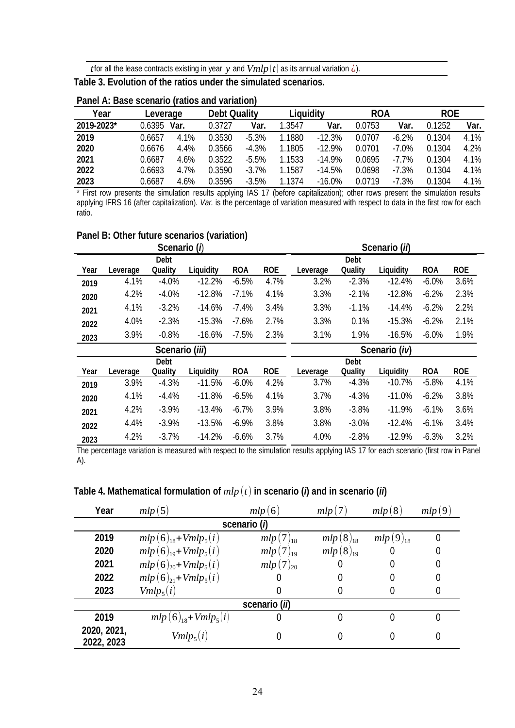$t$ for all the lease contracts existing in year $y$ and $Vmlp(t)$ as its annual variation ¿).

**Table 3. Evolution of the ratios under the simulated scenarios.**

**Panel A: Base scenario (ratios and variation)**

| Year | Leverage | | Debt Quality | | Liquidity | | ROA | | ROE | |
|---|---|---|---|---|---|---|---|---|---|---|
| 2019-2023* | 0.6395 | Var. | 0.3727 | Var. | 1.3547 | Var. | 0.0753 | Var. | 0.1252 | Var. |
| 2019 | 0.6657 | 4.1% | 0.3530 | -5.3% | 1.1880 | -12.3% | 0.0707 | -6.2% | 0.1304 | 4.1% |
| 2020 | 0.6676 | 4.4% | 0.3566 | -4.3% | 1.1805 | -12.9% | 0.0701 | -7.0% | 0.1304 | 4.2% |
| 2021 | 0.6687 | 4.6% | 0.3522 | -5.5% | 1.1533 | -14.9% | 0.0695 | -7.7% | 0.1304 | 4.1% |
| 2022 | 0.6693 | 4.7% | 0.3590 | -3.7% | 1.1587 | -14.5% | 0.0698 | -7.3% | 0.1304 | 4.1% |
| 2023 | 0.6687 | 4.6% | 0.3596 | -3.5% | 1.1374 | -16.0% | 0.0719 | -7.3% | 0.1304 | 4.1% |

\* First row presents the simulation results applying IAS 17 (before capitalization); other rows present the simulation results applying IFRS 16 (after capitalization). *Var.* is the percentage of variation measured with respect to data in the first row for each ratio.

**Panel B: Other future scenarios (variation)**

| | Scenario (*i*) | | | | | Scenario (*ii*) | | | | |
|---|---|---|---|---|---|---|---|---|---|---|
| Year | Leverage | Debt Quality | Liquidity | ROA | ROE | Leverage | Debt Quality | Liquidity | ROA | ROE |
| 2019 | 4.1% | -4.0% | -12.2% | -6.5% | 4.7% | 3.2% | -2.3% | -12.4% | -6.0% | 3.6% |
| 2020 | 4.2% | -4.0% | -12.8% | -7.1% | 4.1% | 3.3% | -2.1% | -12.8% | -6.2% | 2.3% |
| 2021 | 4.1% | -3.2% | -14.6% | -7.4% | 3.4% | 3.3% | -1.1% | -14.4% | -6.2% | 2.2% |
| 2022 | 4.0% | -2.3% | -15.3% | -7.6% | 2.7% | 3.3% | 0.1% | -15.3% | -6.2% | 2.1% |
| 2023 | 3.9% | -0.8% | -16.6% | -7.5% | 2.3% | 3.1% | 1.9% | -16.5% | -6.0% | 1.9% |
| | Scenario (*iii*) | | | | | Scenario (*iv*) | | | | |
| Year | Leverage | Debt Quality | Liquidity | ROA | ROE | Leverage | Debt Quality | Liquidity | ROA | ROE |
| 2019 | 3.9% | -4.3% | -11.5% | -6.0% | 4.2% | 3.7% | -4.3% | -10.7% | -5.8% | 4.1% |
| 2020 | 4.1% | -4.4% | -11.8% | -6.5% | 4.1% | 3.7% | -4.3% | -11.0% | -6.2% | 3.8% |
| 2021 | 4.2% | -3.9% | -13.4% | -6.7% | 3.9% | 3.8% | -3.8% | -11.9% | -6.1% | 3.6% |
| 2022 | 4.4% | -3.9% | -13.5% | -6.9% | 3.8% | 3.8% | -3.0% | -12.4% | -6.1% | 3.4% |
| 2023 | 4.2% | -3.7% | -14.2% | -6.6% | 3.7% | 4.0% | -2.8% | -12.9% | -6.3% | 3.2% |

The percentage variation is measured with respect to the simulation results applying IAS 17 for each scenario (first row in Panel A).

**Table 4. Mathematical formulation of $mlp(t)$ in scenario (*i*) and in scenario (*ii*)**

| Year | $mlp(5)$ | $mlp(6)$ | $mlp(7)$ | $mlp(8)$ | $mlp(9)$ |
|---|---|---|---|---|---|
| | | scenario (*i*) | | | |
| 2019 | $mlp(6)_{18}+Vmlp_5(i)$ | $mlp(7)_{18}$ | $mlp(8)_{18}$ | $mlp(9)_{18}$ | 0 |
| 2020 | $mlp(6)_{19}+Vmlp_5(i)$ | $mlp(7)_{19}$ | $mlp(8)_{19}$ | 0 | 0 |
| 2021 | $mlp(6)_{20}+Vmlp_5(i)$ | $mlp(7)_{20}$ | 0 | 0 | 0 |
| 2022 | $mlp(6)_{21}+Vmlp_5(i)$ | 0 | 0 | 0 | 0 |
| 2023 | $Vmlp_5(i)$ | 0 | 0 | 0 | 0 |
| | | scenario (*ii*) | | | |
| 2019 | $mlp(6)_{18}+Vmlp_5(i)$ | 0 | 0 | 0 | 0 |
| 2020, 2021, 2022, 2023 | $Vmlp_5(i)$ | 0 | 0 | 0 | 0 |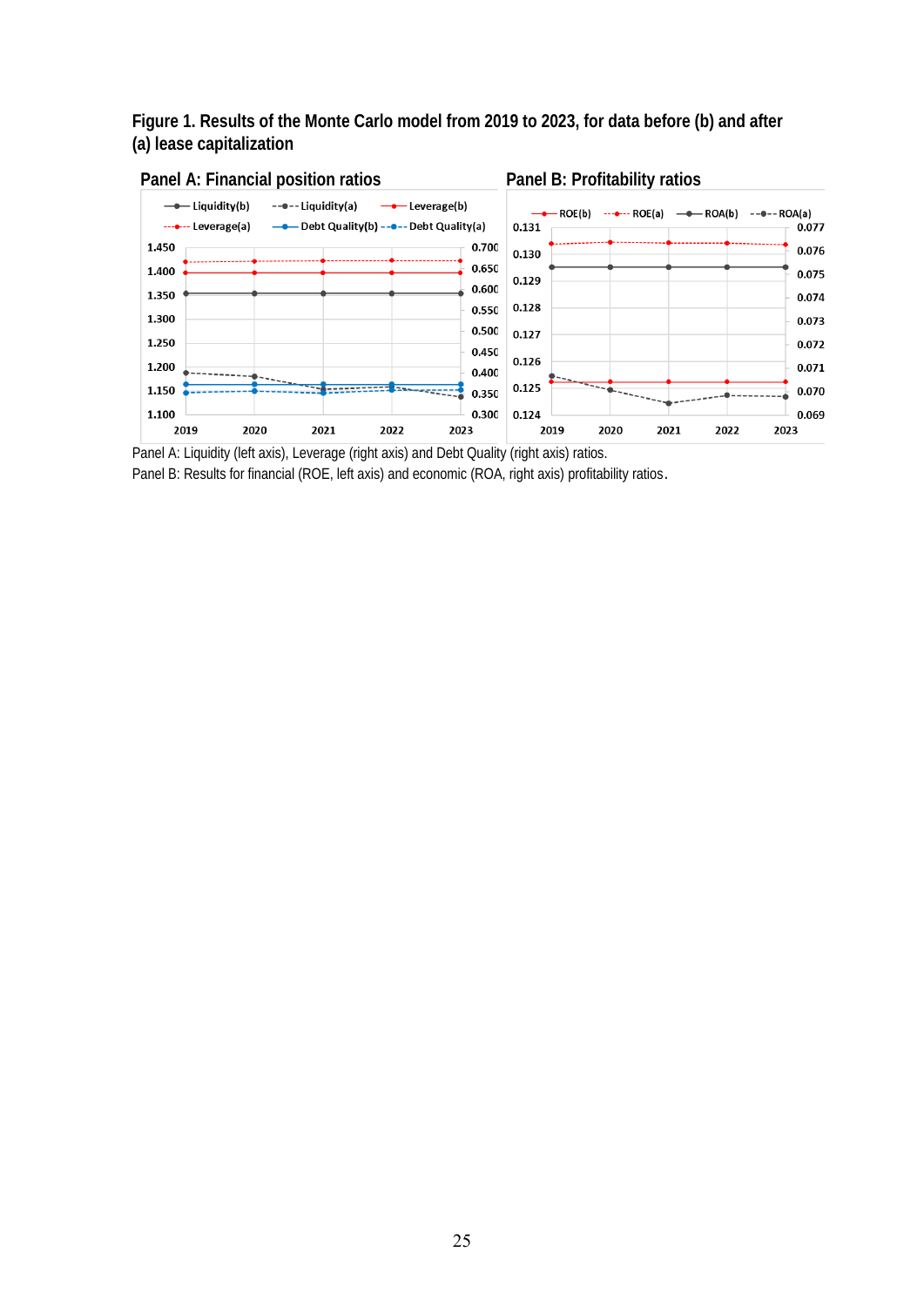**Figure 1. Results of the Monte Carlo model from 2019 to 2023, for data before (b) and after (a) lease capitalization**

**Panel A: Financial position ratios**

**Panel B: Profitability ratios**

Panel A: Liquidity (left axis), Leverage (right axis) and Debt Quality (right axis) ratios.

Panel B: Results for financial (ROE, left axis) and economic (ROA, right axis) profitability ratios.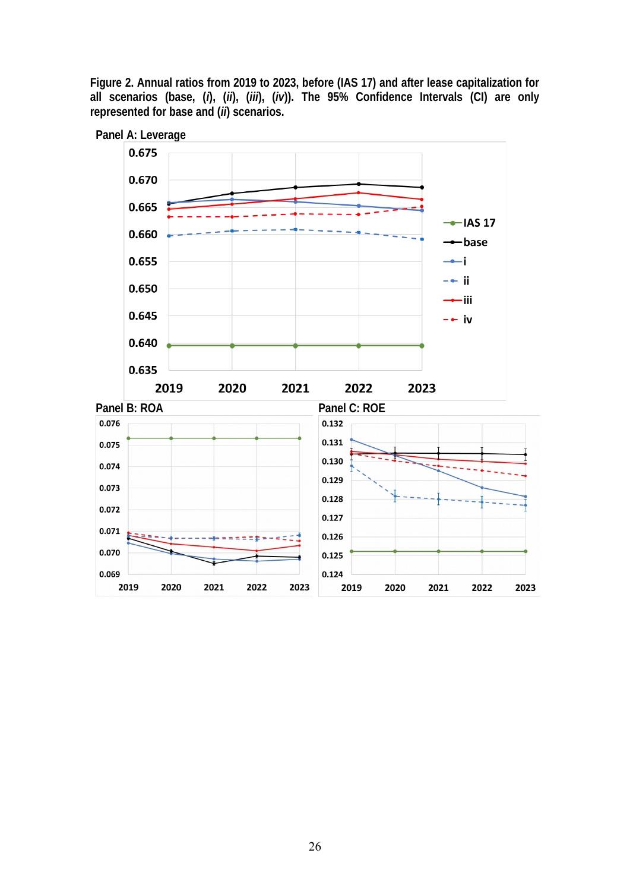**Figure 2. Annual ratios from 2019 to 2023, before (IAS 17) and after lease capitalization for all scenarios (base, (*i*), (*ii*), (*iii*), (*iv*)). The 95% Confidence Intervals (CI) are only represented for base and (*ii*) scenarios.**

**Panel A: Leverage**

0.675
0.670
0.665
0.660
0.655
0.650
0.645
0.640
0.635

2019 2020 2021 2022 2023

IAS 17
base
i
ii
iii
iv

**Panel B: ROA**

0.076
0.075
0.074
0.073
0.072
0.071
0.070
0.069

2019 2020 2021 2022 2023

**Panel C: ROE**

0.132
0.131
0.130
0.129
0.128
0.127
0.126
0.125
0.124

2019 2020 2021 2022 2023